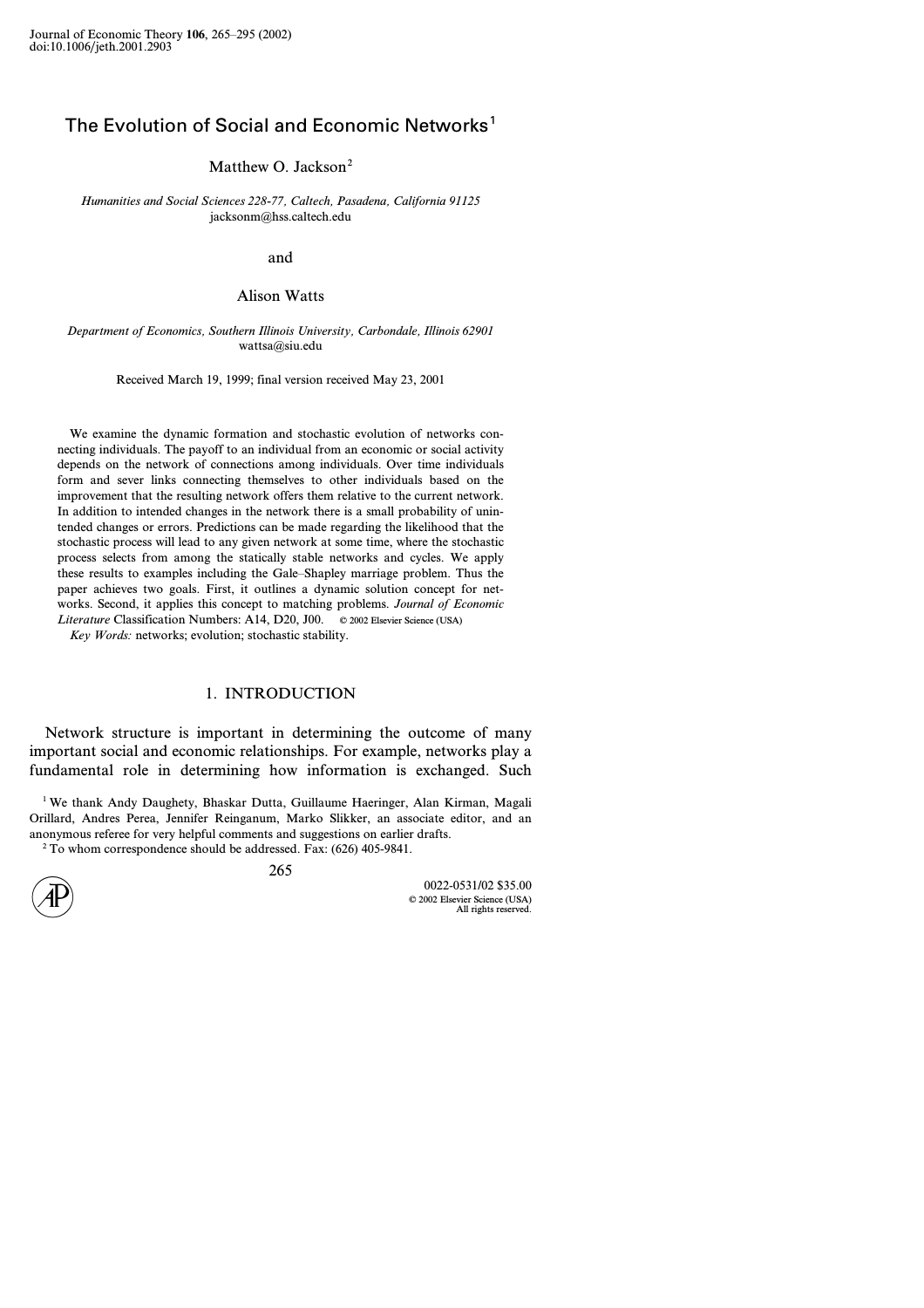# The Evolution of Social and Economic Networks[1]

Matthew O. Jackson[2]

*Humanities and Social Sciences 228-77, Caltech, Pasadena, California 91125*
jacksonm@hss.caltech.edu

and

Alison Watts

*Department of Economics, Southern Illinois University, Carbondale, Illinois 62901*
wattsa@siu.edu

Received March 19, 1999; final version received May 23, 2001

We examine the dynamic formation and stochastic evolution of networks connecting individuals. The payoff to an individual from an economic or social activity depends on the network of connections among individuals. Over time individuals form and sever links connecting themselves to other individuals based on the improvement that the resulting network offers them relative to the current network. In addition to intended changes in the network there is a small probability of unintended changes or errors. Predictions can be made regarding the likelihood that the stochastic process will lead to any given network at some time, where the stochastic process selects from among the statically stable networks and cycles. We apply these results to examples including the Gale–Shapley marriage problem. Thus the paper achieves two goals. First, it outlines a dynamic solution concept for networks. Second, it applies this concept to matching problems. *Journal of Economic Literature* Classification Numbers: A14, D20, J00. © 2002 Elsevier Science (USA)

*Key Words:* networks; evolution; stochastic stability.

## 1. INTRODUCTION

Network structure is important in determining the outcome of many important social and economic relationships. For example, networks play a fundamental role in determining how information is exchanged. Such

[1] We thank Andy Daughety, Bhaskar Dutta, Guillaume Haeringer, Alan Kirman, Magali Orillard, Andres Perea, Jennifer Reinganum, Marko Slikker, an associate editor, and an anonymous referee for very helpful comments and suggestions on earlier drafts.

[2] To whom correspondence should be addressed. Fax: (626) 405-9841.

0022-0531/02 $35.00
© 2002 Elsevier Science (USA)
All rights reserved.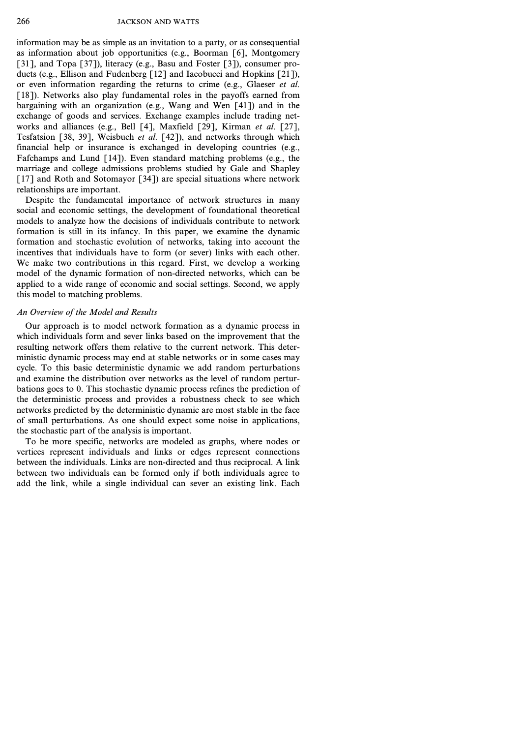information may be as simple as an invitation to a party, or as consequential as information about job opportunities (e.g., Boorman [6], Montgomery [31], and Topa [37]), literacy (e.g., Basu and Foster [3]), consumer products (e.g., Ellison and Fudenberg [12] and Iacobucci and Hopkins [21]), or even information regarding the returns to crime (e.g., Glaeser *et al.* [18]). Networks also play fundamental roles in the payoffs earned from bargaining with an organization (e.g., Wang and Wen [41]) and in the exchange of goods and services. Exchange examples include trading networks and alliances (e.g., Bell [4], Maxfield [29], Kirman *et al.* [27], Tesfatsion [38, 39], Weisbuch *et al.* [42]), and networks through which financial help or insurance is exchanged in developing countries (e.g., Fafchamps and Lund [14]). Even standard matching problems (e.g., the marriage and college admissions problems studied by Gale and Shapley [17] and Roth and Sotomayor [34]) are special situations where network relationships are important.

Despite the fundamental importance of network structures in many social and economic settings, the development of foundational theoretical models to analyze how the decisions of individuals contribute to network formation is still in its infancy. In this paper, we examine the dynamic formation and stochastic evolution of networks, taking into account the incentives that individuals have to form (or sever) links with each other. We make two contributions in this regard. First, we develop a working model of the dynamic formation of non-directed networks, which can be applied to a wide range of economic and social settings. Second, we apply this model to matching problems.

### *An Overview of the Model and Results*

Our approach is to model network formation as a dynamic process in which individuals form and sever links based on the improvement that the resulting network offers them relative to the current network. This deterministic dynamic process may end at stable networks or in some cases may cycle. To this basic deterministic dynamic we add random perturbations and examine the distribution over networks as the level of random perturbations goes to 0. This stochastic dynamic process refines the prediction of the deterministic process and provides a robustness check to see which networks predicted by the deterministic dynamic are most stable in the face of small perturbations. As one should expect some noise in applications, the stochastic part of the analysis is important.

To be more specific, networks are modeled as graphs, where nodes or vertices represent individuals and links or edges represent connections between the individuals. Links are non-directed and thus reciprocal. A link between two individuals can be formed only if both individuals agree to add the link, while a single individual can sever an existing link. Each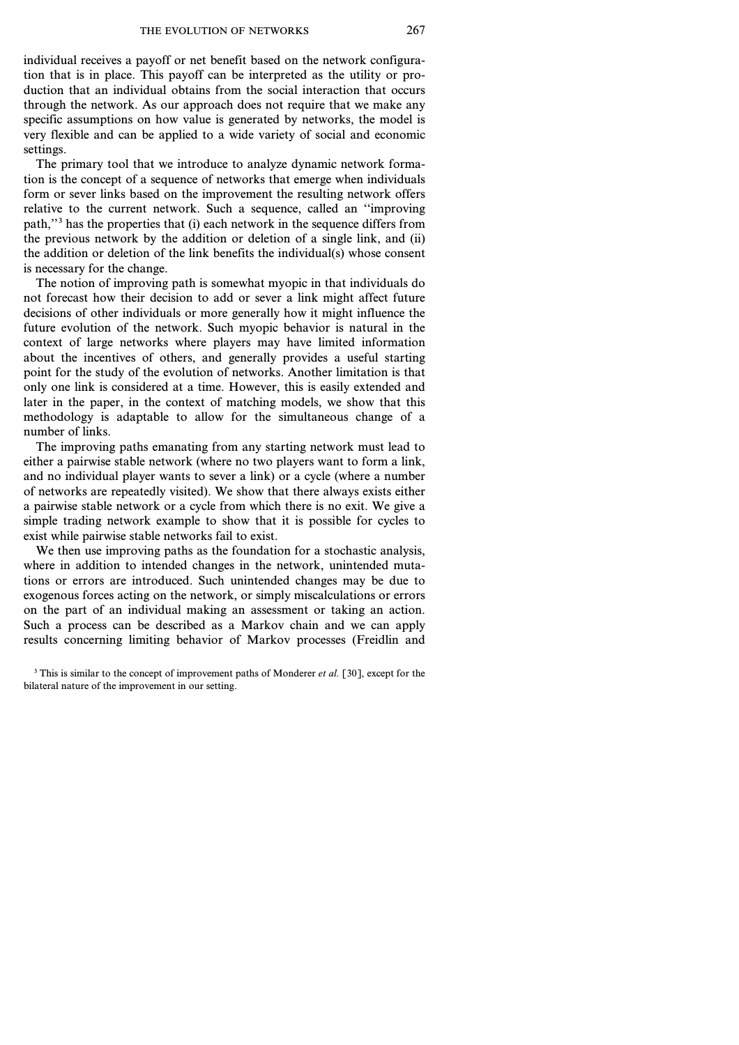individual receives a payoff or net benefit based on the network configuration that is in place. This payoff can be interpreted as the utility or production that an individual obtains from the social interaction that occurs through the network. As our approach does not require that we make any specific assumptions on how value is generated by networks, the model is very flexible and can be applied to a wide variety of social and economic settings.

The primary tool that we introduce to analyze dynamic network formation is the concept of a sequence of networks that emerge when individuals form or sever links based on the improvement the resulting network offers relative to the current network. Such a sequence, called an "improving path,"[3] has the properties that (i) each network in the sequence differs from the previous network by the addition or deletion of a single link, and (ii) the addition or deletion of the link benefits the individual(s) whose consent is necessary for the change.

The notion of improving path is somewhat myopic in that individuals do not forecast how their decision to add or sever a link might affect future decisions of other individuals or more generally how it might influence the future evolution of the network. Such myopic behavior is natural in the context of large networks where players may have limited information about the incentives of others, and generally provides a useful starting point for the study of the evolution of networks. Another limitation is that only one link is considered at a time. However, this is easily extended and later in the paper, in the context of matching models, we show that this methodology is adaptable to allow for the simultaneous change of a number of links.

The improving paths emanating from any starting network must lead to either a pairwise stable network (where no two players want to form a link, and no individual player wants to sever a link) or a cycle (where a number of networks are repeatedly visited). We show that there always exists either a pairwise stable network or a cycle from which there is no exit. We give a simple trading network example to show that it is possible for cycles to exist while pairwise stable networks fail to exist.

We then use improving paths as the foundation for a stochastic analysis, where in addition to intended changes in the network, unintended mutations or errors are introduced. Such unintended changes may be due to exogenous forces acting on the network, or simply miscalculations or errors on the part of an individual making an assessment or taking an action. Such a process can be described as a Markov chain and we can apply results concerning limiting behavior of Markov processes (Freidlin and

[3] This is similar to the concept of improvement paths of Monderer *et al.* [30], except for the bilateral nature of the improvement in our setting.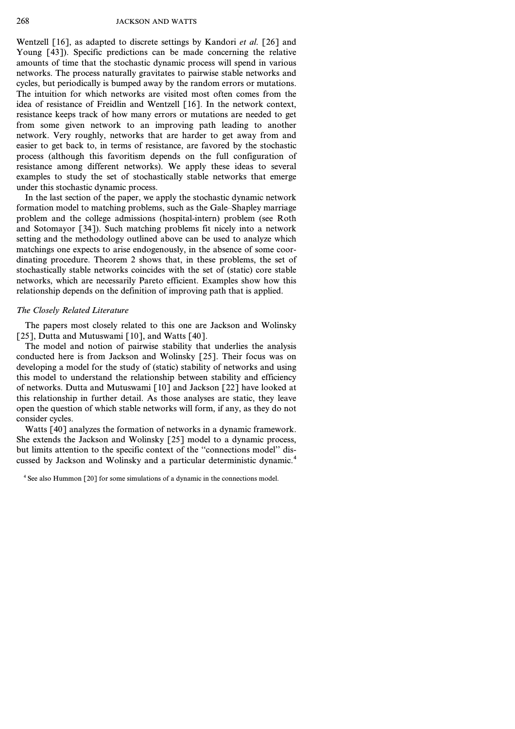Wentzell [16], as adapted to discrete settings by Kandori *et al.* [26] and Young [43]). Specific predictions can be made concerning the relative amounts of time that the stochastic dynamic process will spend in various networks. The process naturally gravitates to pairwise stable networks and cycles, but periodically is bumped away by the random errors or mutations. The intuition for which networks are visited most often comes from the idea of resistance of Freidlin and Wentzell [16]. In the network context, resistance keeps track of how many errors or mutations are needed to get from some given network to an improving path leading to another network. Very roughly, networks that are harder to get away from and easier to get back to, in terms of resistance, are favored by the stochastic process (although this favoritism depends on the full configuration of resistance among different networks). We apply these ideas to several examples to study the set of stochastically stable networks that emerge under this stochastic dynamic process.

In the last section of the paper, we apply the stochastic dynamic network formation model to matching problems, such as the Gale–Shapley marriage problem and the college admissions (hospital-intern) problem (see Roth and Sotomayor [34]). Such matching problems fit nicely into a network setting and the methodology outlined above can be used to analyze which matchings one expects to arise endogenously, in the absence of some coordinating procedure. Theorem 2 shows that, in these problems, the set of stochastically stable networks coincides with the set of (static) core stable networks, which are necessarily Pareto efficient. Examples show how this relationship depends on the definition of improving path that is applied.

### *The Closely Related Literature*

The papers most closely related to this one are Jackson and Wolinsky [25], Dutta and Mutuswami [10], and Watts [40].

The model and notion of pairwise stability that underlies the analysis conducted here is from Jackson and Wolinsky [25]. Their focus was on developing a model for the study of (static) stability of networks and using this model to understand the relationship between stability and efficiency of networks. Dutta and Mutuswami [10] and Jackson [22] have looked at this relationship in further detail. As those analyses are static, they leave open the question of which stable networks will form, if any, as they do not consider cycles.

Watts [40] analyzes the formation of networks in a dynamic framework. She extends the Jackson and Wolinsky [25] model to a dynamic process, but limits attention to the specific context of the "connections model" discussed by Jackson and Wolinsky and a particular deterministic dynamic.[4]

[4] See also Hummon [20] for some simulations of a dynamic in the connections model.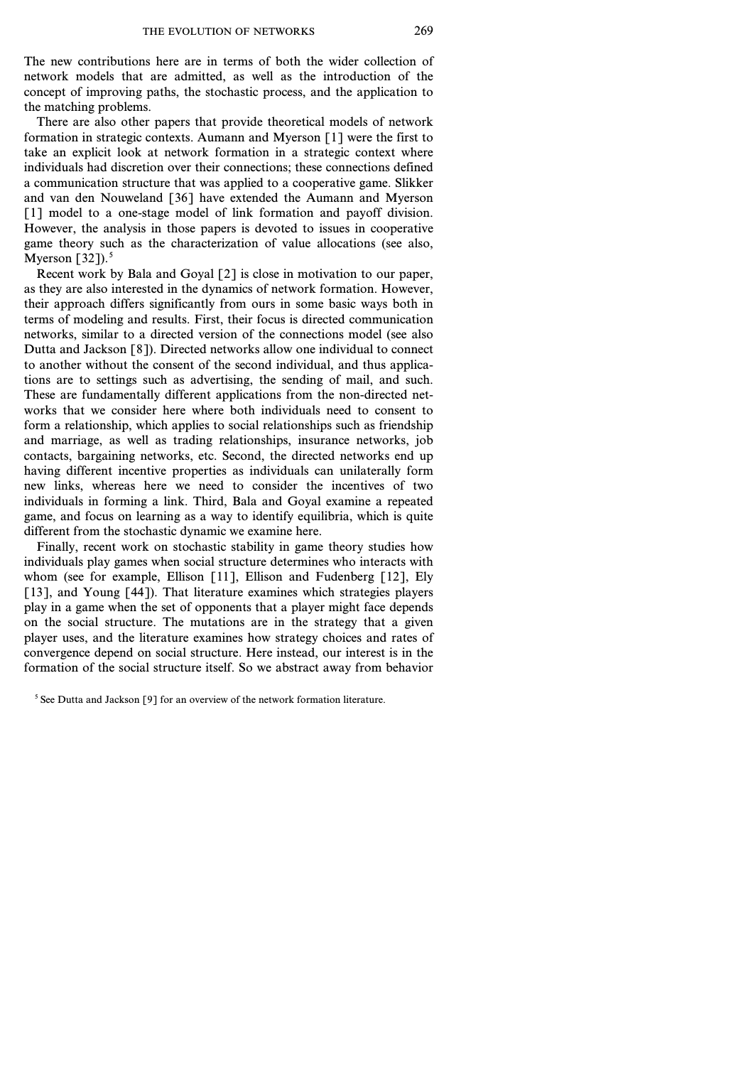The new contributions here are in terms of both the wider collection of network models that are admitted, as well as the introduction of the concept of improving paths, the stochastic process, and the application to the matching problems.

There are also other papers that provide theoretical models of network formation in strategic contexts. Aumann and Myerson [1] were the first to take an explicit look at network formation in a strategic context where individuals had discretion over their connections; these connections defined a communication structure that was applied to a cooperative game. Slikker and van den Nouweland [36] have extended the Aumann and Myerson [1] model to a one-stage model of link formation and payoff division. However, the analysis in those papers is devoted to issues in cooperative game theory such as the characterization of value allocations (see also, Myerson [32]).[5]

Recent work by Bala and Goyal [2] is close in motivation to our paper, as they are also interested in the dynamics of network formation. However, their approach differs significantly from ours in some basic ways both in terms of modeling and results. First, their focus is directed communication networks, similar to a directed version of the connections model (see also Dutta and Jackson [8]). Directed networks allow one individual to connect to another without the consent of the second individual, and thus applications are to settings such as advertising, the sending of mail, and such. These are fundamentally different applications from the non-directed networks that we consider here where both individuals need to consent to form a relationship, which applies to social relationships such as friendship and marriage, as well as trading relationships, insurance networks, job contacts, bargaining networks, etc. Second, the directed networks end up having different incentive properties as individuals can unilaterally form new links, whereas here we need to consider the incentives of two individuals in forming a link. Third, Bala and Goyal examine a repeated game, and focus on learning as a way to identify equilibria, which is quite different from the stochastic dynamic we examine here.

Finally, recent work on stochastic stability in game theory studies how individuals play games when social structure determines who interacts with whom (see for example, Ellison [11], Ellison and Fudenberg [12], Ely [13], and Young [44]). That literature examines which strategies players play in a game when the set of opponents that a player might face depends on the social structure. The mutations are in the strategy that a given player uses, and the literature examines how strategy choices and rates of convergence depend on social structure. Here instead, our interest is in the formation of the social structure itself. So we abstract away from behavior

[5] See Dutta and Jackson [9] for an overview of the network formation literature.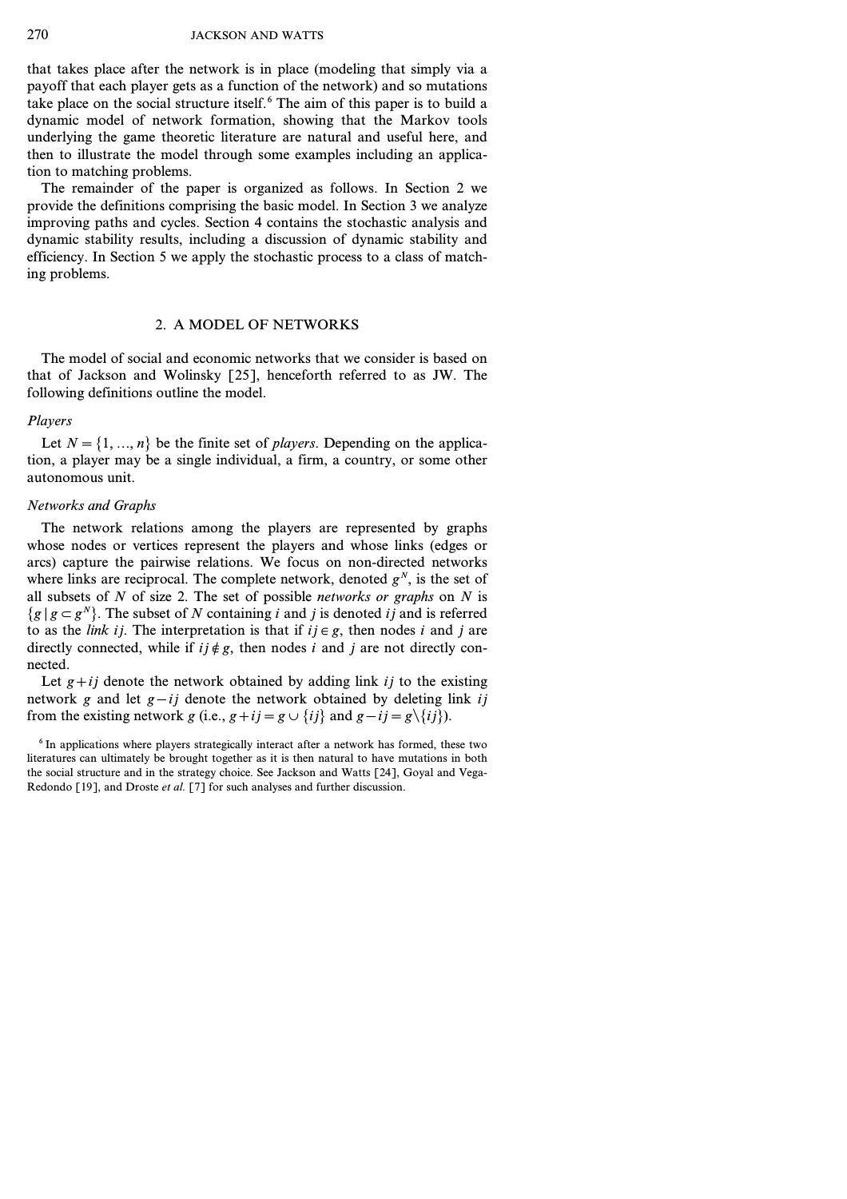that takes place after the network is in place (modeling that simply via a payoff that each player gets as a function of the network) and so mutations take place on the social structure itself.[6] The aim of this paper is to build a dynamic model of network formation, showing that the Markov tools underlying the game theoretic literature are natural and useful here, and then to illustrate the model through some examples including an application to matching problems.

The remainder of the paper is organized as follows. In Section 2 we provide the definitions comprising the basic model. In Section 3 we analyze improving paths and cycles. Section 4 contains the stochastic analysis and dynamic stability results, including a discussion of dynamic stability and efficiency. In Section 5 we apply the stochastic process to a class of matching problems.

## 2. A MODEL OF NETWORKS

The model of social and economic networks that we consider is based on that of Jackson and Wolinsky [25], henceforth referred to as JW. The following definitions outline the model.

### *Players*

Let $N = \{1, ..., n\}$ be the finite set of *players*. Depending on the application, a player may be a single individual, a firm, a country, or some other autonomous unit.

### *Networks and Graphs*

The network relations among the players are represented by graphs whose nodes or vertices represent the players and whose links (edges or arcs) capture the pairwise relations. We focus on non-directed networks where links are reciprocal. The complete network, denoted $g^N$, is the set of all subsets of $N$ of size 2. The set of possible *networks or graphs* on $N$ is $\{g \mid g \subset g^N\}$. The subset of $N$ containing $i$ and $j$ is denoted $ij$ and is referred to as the *link* $ij$. The interpretation is that if $ij \in g$, then nodes $i$ and $j$ are directly connected, while if $ij \notin g$, then nodes $i$ and $j$ are not directly connected.

Let $g+ij$ denote the network obtained by adding link $ij$ to the existing network $g$ and let $g-ij$ denote the network obtained by deleting link $ij$ from the existing network $g$ (i.e., $g+ij = g \cup \{ij\}$ and $g-ij = g \setminus \{ij\}$).

[6] In applications where players strategically interact after a network has formed, these two literatures can ultimately be brought together as it is then natural to have mutations in both the social structure and in the strategy choice. See Jackson and Watts [24], Goyal and Vega-Redondo [19], and Droste *et al.* [7] for such analyses and further discussion.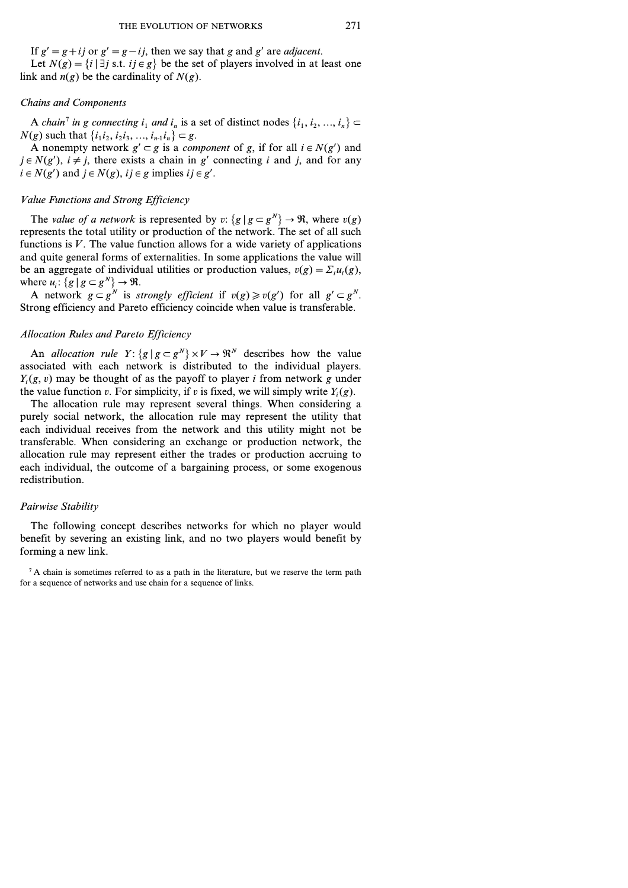If $g' = g + ij$ or $g' = g - ij$, then we say that $g$ and $g'$ are *adjacent*.

Let $N(g) = \{i \mid \exists j \text{ s.t. } ij \in g\}$ be the set of players involved in at least one link and $n(g)$ be the cardinality of $N(g)$.

### *Chains and Components*

A *chain*[7] *in* $g$ *connecting* $i_1$ *and* $i_n$ is a set of distinct nodes $\{i_1, i_2, \ldots, i_n\} \subset N(g)$ such that $\{i_1 i_2, i_2 i_3, \ldots, i_{n-1} i_n\} \subset g$.

A nonempty network $g' \subset g$ is a *component* of $g$, if for all $i \in N(g')$ and $j \in N(g')$, $i \neq j$, there exists a chain in $g'$ connecting $i$ and $j$, and for any $i \in N(g')$ and $j \in N(g)$, $ij \in g$ implies $ij \in g'$.

### *Value Functions and Strong Efficiency*

The *value of a network* is represented by $v: \{g \mid g \subset g^N\} \to \Re$, where $v(g)$ represents the total utility or production of the network. The set of all such functions is $V$. The value function allows for a wide variety of applications and quite general forms of externalities. In some applications the value will be an aggregate of individual utilities or production values, $v(g) = \Sigma_i u_i(g)$, where $u_i: \{g \mid g \subset g^N\} \to \Re$.

A network $g \subset g^N$ is *strongly efficient* if $v(g) \geqslant v(g')$ for all $g' \subset g^N$. Strong efficiency and Pareto efficiency coincide when value is transferable.

### *Allocation Rules and Pareto Efficiency*

An *allocation rule* $Y: \{g \mid g \subset g^N\} \times V \to \Re^N$ describes how the value associated with each network is distributed to the individual players. $Y_i(g, v)$ may be thought of as the payoff to player $i$ from network $g$ under the value function $v$. For simplicity, if $v$ is fixed, we will simply write $Y_i(g)$.

The allocation rule may represent several things. When considering a purely social network, the allocation rule may represent the utility that each individual receives from the network and this utility might not be transferable. When considering an exchange or production network, the allocation rule may represent either the trades or production accruing to each individual, the outcome of a bargaining process, or some exogenous redistribution.

### *Pairwise Stability*

The following concept describes networks for which no player would benefit by severing an existing link, and no two players would benefit by forming a new link.

[7] A chain is sometimes referred to as a path in the literature, but we reserve the term path for a sequence of networks and use chain for a sequence of links.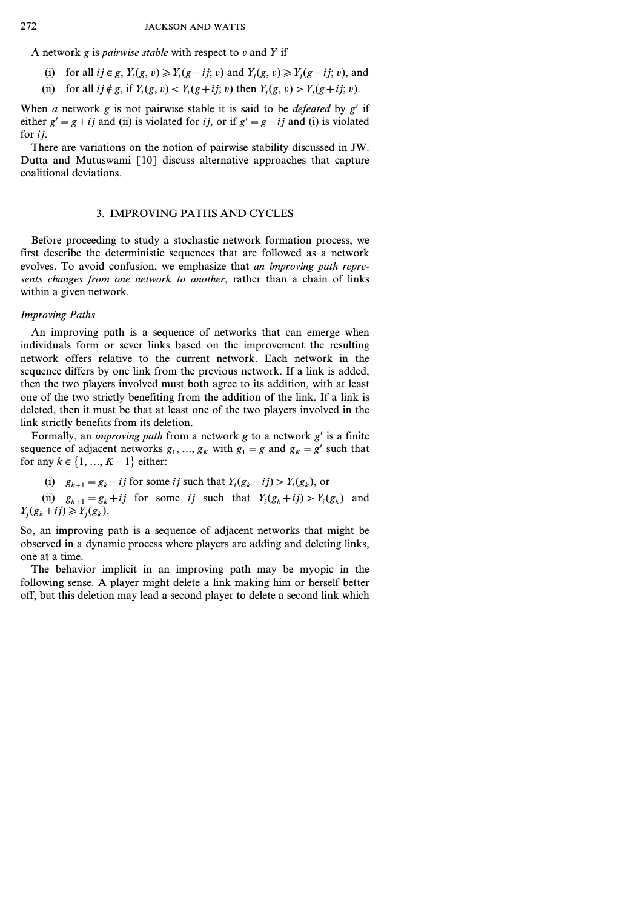A network $g$ is *pairwise stable* with respect to $v$ and $Y$ if

(i) for all $ij \in g$, $Y_i(g, v) \geqslant Y_i(g-ij; v)$ and $Y_j(g, v) \geqslant Y_j(g-ij; v)$, and

(ii) for all $ij \notin g$, if $Y_i(g, v) < Y_i(g+ij; v)$ then $Y_j(g, v) > Y_j(g+ij; v)$.

When *a* network $g$ is not pairwise stable it is said to be *defeated* by $g'$ if either $g' = g+ij$ and (ii) is violated for $ij$, or if $g' = g-ij$ and (i) is violated for $ij$.

There are variations on the notion of pairwise stability discussed in JW. Dutta and Mutuswami [10] discuss alternative approaches that capture coalitional deviations.

## 3. IMPROVING PATHS AND CYCLES

Before proceeding to study a stochastic network formation process, we first describe the deterministic sequences that are followed as a network evolves. To avoid confusion, we emphasize that *an improving path represents changes from one network to another*, rather than a chain of links within a given network.

### *Improving Paths*

An improving path is a sequence of networks that can emerge when individuals form or sever links based on the improvement the resulting network offers relative to the current network. Each network in the sequence differs by one link from the previous network. If a link is added, then the two players involved must both agree to its addition, with at least one of the two strictly benefiting from the addition of the link. If a link is deleted, then it must be that at least one of the two players involved in the link strictly benefits from its deletion.

Formally, an *improving path* from a network $g$ to a network $g'$ is a finite sequence of adjacent networks $g_1, \ldots, g_K$ with $g_1 = g$ and $g_K = g'$ such that for any $k \in \{1, \ldots, K-1\}$ either:

(i) $g_{k+1} = g_k - ij$ for some $ij$ such that $Y_i(g_k - ij) > Y_i(g_k)$, or

(ii) $g_{k+1} = g_k + ij$ for some $ij$ such that $Y_i(g_k + ij) > Y_i(g_k)$ and $Y_j(g_k + ij) \geqslant Y_j(g_k)$.

So, an improving path is a sequence of adjacent networks that might be observed in a dynamic process where players are adding and deleting links, one at a time.

The behavior implicit in an improving path may be myopic in the following sense. A player might delete a link making him or herself better off, but this deletion may lead a second player to delete a second link which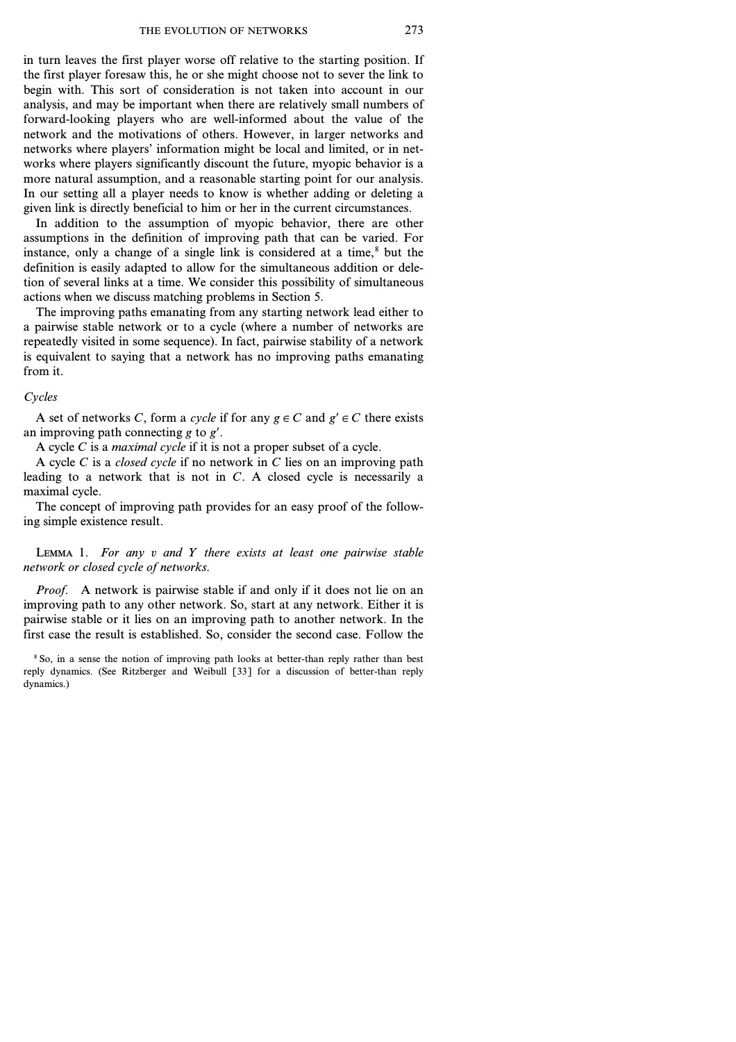in turn leaves the first player worse off relative to the starting position. If the first player foresaw this, he or she might choose not to sever the link to begin with. This sort of consideration is not taken into account in our analysis, and may be important when there are relatively small numbers of forward-looking players who are well-informed about the value of the network and the motivations of others. However, in larger networks and networks where players' information might be local and limited, or in networks where players significantly discount the future, myopic behavior is a more natural assumption, and a reasonable starting point for our analysis. In our setting all a player needs to know is whether adding or deleting a given link is directly beneficial to him or her in the current circumstances.

In addition to the assumption of myopic behavior, there are other assumptions in the definition of improving path that can be varied. For instance, only a change of a single link is considered at a time,[8] but the definition is easily adapted to allow for the simultaneous addition or deletion of several links at a time. We consider this possibility of simultaneous actions when we discuss matching problems in Section 5.

The improving paths emanating from any starting network lead either to a pairwise stable network or to a cycle (where a number of networks are repeatedly visited in some sequence). In fact, pairwise stability of a network is equivalent to saying that a network has no improving paths emanating from it.

*Cycles*

A set of networks $C$, form a *cycle* if for any $g \in C$ and $g' \in C$ there exists an improving path connecting $g$ to $g'$.

A cycle $C$ is a *maximal cycle* if it is not a proper subset of a cycle.

A cycle $C$ is a *closed cycle* if no network in $C$ lies on an improving path leading to a network that is not in $C$. A closed cycle is necessarily a maximal cycle.

The concept of improving path provides for an easy proof of the following simple existence result.

LEMMA 1. *For any $v$ and $Y$ there exists at least one pairwise stable network or closed cycle of networks.*

*Proof.* A network is pairwise stable if and only if it does not lie on an improving path to any other network. So, start at any network. Either it is pairwise stable or it lies on an improving path to another network. In the first case the result is established. So, consider the second case. Follow the

[8] So, in a sense the notion of improving path looks at better-than reply rather than best reply dynamics. (See Ritzberger and Weibull [33] for a discussion of better-than reply dynamics.)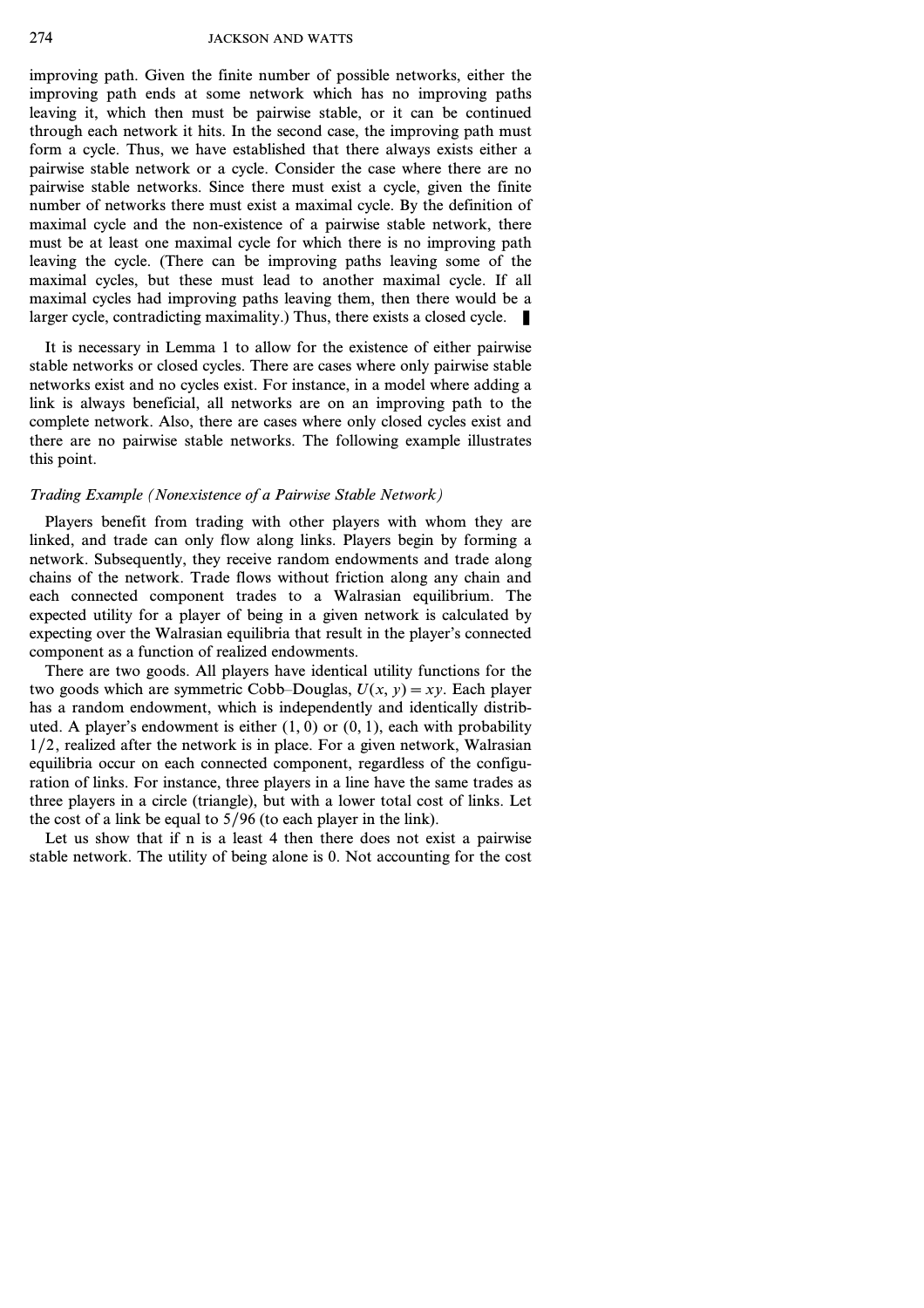improving path. Given the finite number of possible networks, either the improving path ends at some network which has no improving paths leaving it, which then must be pairwise stable, or it can be continued through each network it hits. In the second case, the improving path must form a cycle. Thus, we have established that there always exists either a pairwise stable network or a cycle. Consider the case where there are no pairwise stable networks. Since there must exist a cycle, given the finite number of networks there must exist a maximal cycle. By the definition of maximal cycle and the non-existence of a pairwise stable network, there must be at least one maximal cycle for which there is no improving path leaving the cycle. (There can be improving paths leaving some of the maximal cycles, but these must lead to another maximal cycle. If all maximal cycles had improving paths leaving them, then there would be a larger cycle, contradicting maximality.) Thus, there exists a closed cycle. ∎

It is necessary in Lemma 1 to allow for the existence of either pairwise stable networks or closed cycles. There are cases where only pairwise stable networks exist and no cycles exist. For instance, in a model where adding a link is always beneficial, all networks are on an improving path to the complete network. Also, there are cases where only closed cycles exist and there are no pairwise stable networks. The following example illustrates this point.

*Trading Example (Nonexistence of a Pairwise Stable Network)*

Players benefit from trading with other players with whom they are linked, and trade can only flow along links. Players begin by forming a network. Subsequently, they receive random endowments and trade along chains of the network. Trade flows without friction along any chain and each connected component trades to a Walrasian equilibrium. The expected utility for a player of being in a given network is calculated by expecting over the Walrasian equilibria that result in the player's connected component as a function of realized endowments.

There are two goods. All players have identical utility functions for the two goods which are symmetric Cobb–Douglas, $U(x, y) = xy$. Each player has a random endowment, which is independently and identically distributed. A player's endowment is either $(1, 0)$ or $(0, 1)$, each with probability $1/2$, realized after the network is in place. For a given network, Walrasian equilibria occur on each connected component, regardless of the configuration of links. For instance, three players in a line have the same trades as three players in a circle (triangle), but with a lower total cost of links. Let the cost of a link be equal to $5/96$ (to each player in the link).

Let us show that if n is a least 4 then there does not exist a pairwise stable network. The utility of being alone is 0. Not accounting for the cost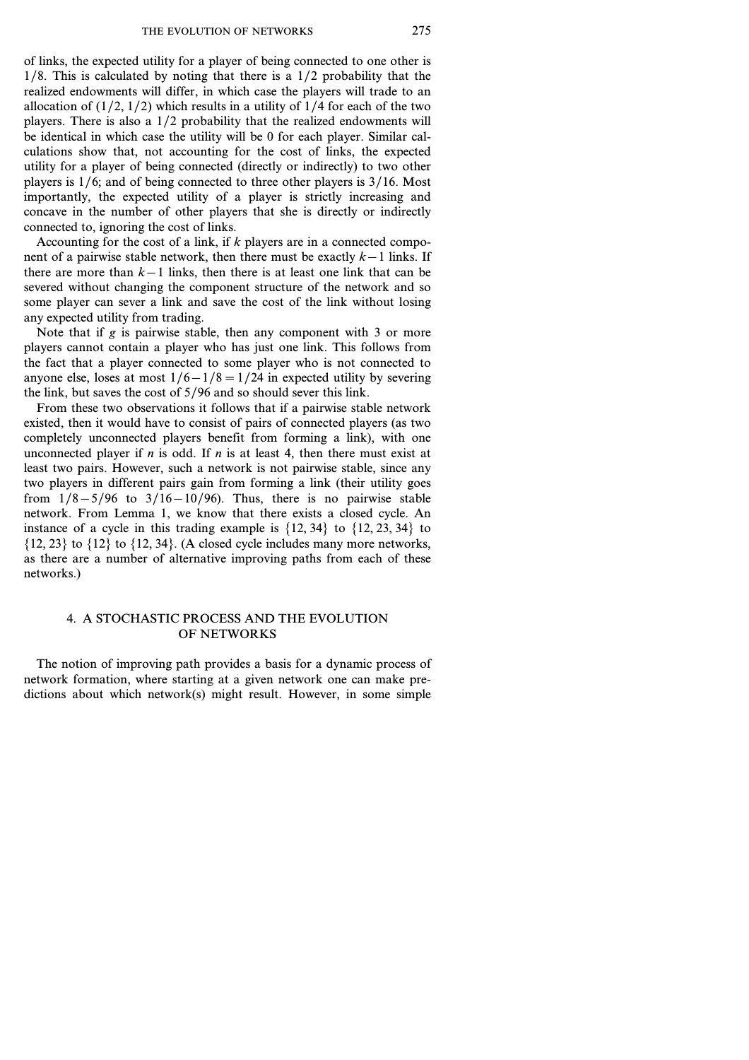of links, the expected utility for a player of being connected to one other is $1/8$. This is calculated by noting that there is a $1/2$ probability that the realized endowments will differ, in which case the players will trade to an allocation of $(1/2, 1/2)$ which results in a utility of $1/4$ for each of the two players. There is also a $1/2$ probability that the realized endowments will be identical in which case the utility will be 0 for each player. Similar calculations show that, not accounting for the cost of links, the expected utility for a player of being connected (directly or indirectly) to two other players is $1/6$; and of being connected to three other players is $3/16$. Most importantly, the expected utility of a player is strictly increasing and concave in the number of other players that she is directly or indirectly connected to, ignoring the cost of links.

Accounting for the cost of a link, if $k$ players are in a connected component of a pairwise stable network, then there must be exactly $k-1$ links. If there are more than $k-1$ links, then there is at least one link that can be severed without changing the component structure of the network and so some player can sever a link and save the cost of the link without losing any expected utility from trading.

Note that if $g$ is pairwise stable, then any component with 3 or more players cannot contain a player who has just one link. This follows from the fact that a player connected to some player who is not connected to anyone else, loses at most $1/6 - 1/8 = 1/24$ in expected utility by severing the link, but saves the cost of $5/96$ and so should sever this link.

From these two observations it follows that if a pairwise stable network existed, then it would have to consist of pairs of connected players (as two completely unconnected players benefit from forming a link), with one unconnected player if $n$ is odd. If $n$ is at least 4, then there must exist at least two pairs. However, such a network is not pairwise stable, since any two players in different pairs gain from forming a link (their utility goes from $1/8 - 5/96$ to $3/16 - 10/96$). Thus, there is no pairwise stable network. From Lemma 1, we know that there exists a closed cycle. An instance of a cycle in this trading example is $\{12, 34\}$ to $\{12, 23, 34\}$ to $\{12, 23\}$ to $\{12\}$ to $\{12, 34\}$. (A closed cycle includes many more networks, as there are a number of alternative improving paths from each of these networks.)

## 4. A STOCHASTIC PROCESS AND THE EVOLUTION OF NETWORKS

The notion of improving path provides a basis for a dynamic process of network formation, where starting at a given network one can make predictions about which network(s) might result. However, in some simple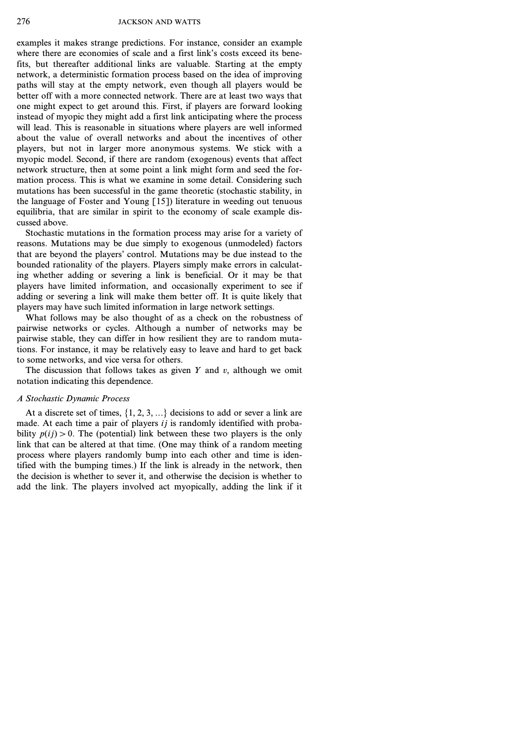examples it makes strange predictions. For instance, consider an example where there are economies of scale and a first link's costs exceed its benefits, but thereafter additional links are valuable. Starting at the empty network, a deterministic formation process based on the idea of improving paths will stay at the empty network, even though all players would be better off with a more connected network. There are at least two ways that one might expect to get around this. First, if players are forward looking instead of myopic they might add a first link anticipating where the process will lead. This is reasonable in situations where players are well informed about the value of overall networks and about the incentives of other players, but not in larger more anonymous systems. We stick with a myopic model. Second, if there are random (exogenous) events that affect network structure, then at some point a link might form and seed the formation process. This is what we examine in some detail. Considering such mutations has been successful in the game theoretic (stochastic stability, in the language of Foster and Young [15]) literature in weeding out tenuous equilibria, that are similar in spirit to the economy of scale example discussed above.

Stochastic mutations in the formation process may arise for a variety of reasons. Mutations may be due simply to exogenous (unmodeled) factors that are beyond the players' control. Mutations may be due instead to the bounded rationality of the players. Players simply make errors in calculating whether adding or severing a link is beneficial. Or it may be that players have limited information, and occasionally experiment to see if adding or severing a link will make them better off. It is quite likely that players may have such limited information in large network settings.

What follows may be also thought of as a check on the robustness of pairwise networks or cycles. Although a number of networks may be pairwise stable, they can differ in how resilient they are to random mutations. For instance, it may be relatively easy to leave and hard to get back to some networks, and vice versa for others.

The discussion that follows takes as given $Y$ and $v$, although we omit notation indicating this dependence.

### *A Stochastic Dynamic Process*

At a discrete set of times, $\{1, 2, 3, \ldots\}$ decisions to add or sever a link are made. At each time a pair of players $ij$ is randomly identified with probability $p(ij) > 0$. The (potential) link between these two players is the only link that can be altered at that time. (One may think of a random meeting process where players randomly bump into each other and time is identified with the bumping times.) If the link is already in the network, then the decision is whether to sever it, and otherwise the decision is whether to add the link. The players involved act myopically, adding the link if it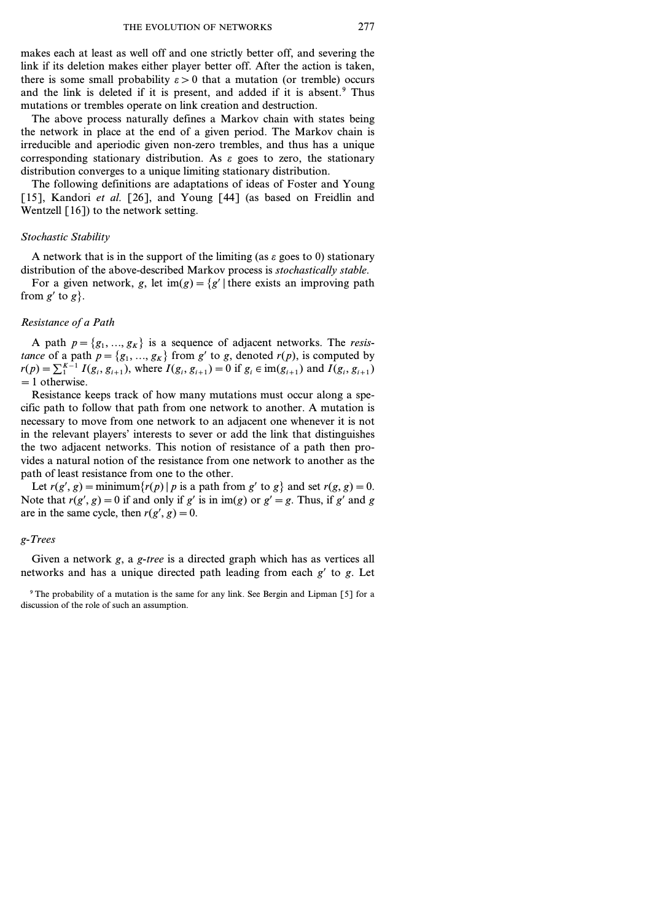makes each at least as well off and one strictly better off, and severing the link if its deletion makes either player better off. After the action is taken, there is some small probability $\varepsilon > 0$ that a mutation (or tremble) occurs and the link is deleted if it is present, and added if it is absent.[9] Thus mutations or trembles operate on link creation and destruction.

The above process naturally defines a Markov chain with states being the network in place at the end of a given period. The Markov chain is irreducible and aperiodic given non-zero trembles, and thus has a unique corresponding stationary distribution. As $\varepsilon$ goes to zero, the stationary distribution converges to a unique limiting stationary distribution.

The following definitions are adaptations of ideas of Foster and Young [15], Kandori *et al.* [26], and Young [44] (as based on Freidlin and Wentzell [16]) to the network setting.

### *Stochastic Stability*

A network that is in the support of the limiting (as $\varepsilon$ goes to 0) stationary distribution of the above-described Markov process is *stochastically stable*.

For a given network, $g$, let $\text{im}(g) = \{g' \mid \text{there exists an improving path from } g' \text{ to } g\}$.

### *Resistance of a Path*

A path $p = \{g_1, ..., g_K\}$ is a sequence of adjacent networks. The *resistance* of a path $p = \{g_1, ..., g_K\}$ from $g'$ to $g$, denoted $r(p)$, is computed by $r(p) = \sum_1^{K-1} I(g_i, g_{i+1})$, where $I(g_i, g_{i+1}) = 0$ if $g_i \in \text{im}(g_{i+1})$ and $I(g_i, g_{i+1}) = 1$ otherwise.

Resistance keeps track of how many mutations must occur along a specific path to follow that path from one network to another. A mutation is necessary to move from one network to an adjacent one whenever it is not in the relevant players' interests to sever or add the link that distinguishes the two adjacent networks. This notion of resistance of a path then provides a natural notion of the resistance from one network to another as the path of least resistance from one to the other.

Let $r(g', g) = \text{minimum}\{r(p) \mid p \text{ is a path from } g' \text{ to } g\}$ and set $r(g, g) = 0$. Note that $r(g', g) = 0$ if and only if $g'$ is in $\text{im}(g)$ or $g' = g$. Thus, if $g'$ and $g$ are in the same cycle, then $r(g', g) = 0$.

### *g-Trees*

Given a network $g$, a *g-tree* is a directed graph which has as vertices all networks and has a unique directed path leading from each $g'$ to $g$. Let

[9] The probability of a mutation is the same for any link. See Bergin and Lipman [5] for a discussion of the role of such an assumption.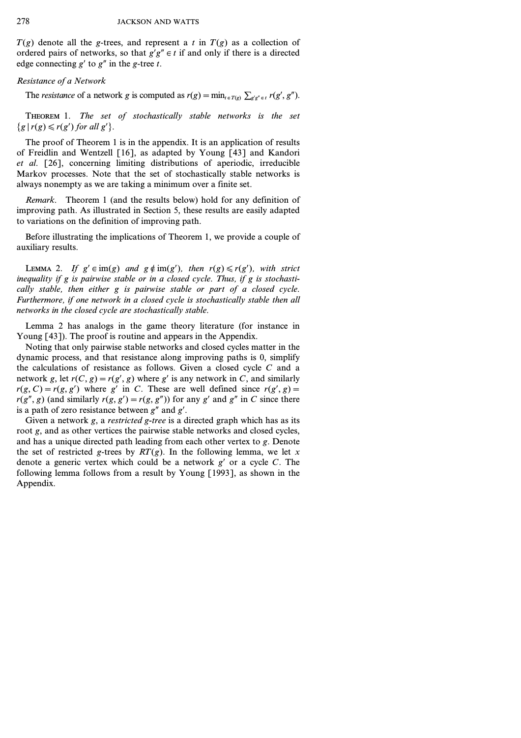$T(g)$ denote all the $g$-trees, and represent a $t$ in $T(g)$ as a collection of ordered pairs of networks, so that $g'g'' \in t$ if and only if there is a directed edge connecting $g'$ to $g''$ in the $g$-tree $t$.

*Resistance of a Network*

The *resistance* of a network $g$ is computed as $r(g) = \min_{t \in T(g)} \sum_{g'g'' \in t} r(g', g'')$.

THEOREM 1. *The set of stochastically stable networks is the set* $\{g \mid r(g) \leqslant r(g') \text{ for all } g'\}$.

The proof of Theorem 1 is in the appendix. It is an application of results of Freidlin and Wentzell [16], as adapted by Young [43] and Kandori *et al.* [26], concerning limiting distributions of aperiodic, irreducible Markov processes. Note that the set of stochastically stable networks is always nonempty as we are taking a minimum over a finite set.

*Remark.* Theorem 1 (and the results below) hold for any definition of improving path. As illustrated in Section 5, these results are easily adapted to variations on the definition of improving path.

Before illustrating the implications of Theorem 1, we provide a couple of auxiliary results.

LEMMA 2. *If $g' \in \text{im}(g)$ and $g \notin \text{im}(g')$, then $r(g) \leqslant r(g')$, with strict inequality if $g$ is pairwise stable or in a closed cycle. Thus, if $g$ is stochastically stable, then either $g$ is pairwise stable or part of a closed cycle. Furthermore, if one network in a closed cycle is stochastically stable then all networks in the closed cycle are stochastically stable.*

Lemma 2 has analogs in the game theory literature (for instance in Young [43]). The proof is routine and appears in the Appendix.

Noting that only pairwise stable networks and closed cycles matter in the dynamic process, and that resistance along improving paths is 0, simplify the calculations of resistance as follows. Given a closed cycle $C$ and a network $g$, let $r(C, g) = r(g', g)$ where $g'$ is any network in $C$, and similarly $r(g, C) = r(g, g')$ where $g'$ in $C$. These are well defined since $r(g', g) = r(g'', g)$ (and similarly $r(g, g') = r(g, g'')$) for any $g'$ and $g''$ in $C$ since there is a path of zero resistance between $g''$ and $g'$.

Given a network $g$, a *restricted g-tree* is a directed graph which has as its root $g$, and as other vertices the pairwise stable networks and closed cycles, and has a unique directed path leading from each other vertex to $g$. Denote the set of restricted $g$-trees by $RT(g)$. In the following lemma, we let $x$ denote a generic vertex which could be a network $g'$ or a cycle $C$. The following lemma follows from a result by Young [1993], as shown in the Appendix.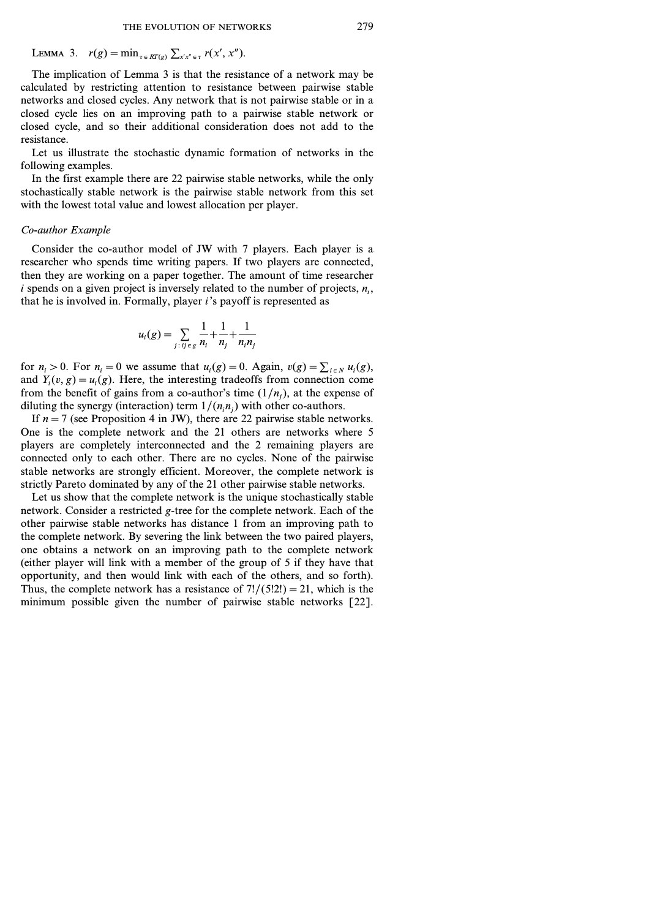LEMMA 3. $r(g) = \min_{\tau \in RT(g)} \sum_{x'x'' \in \tau} r(x', x'')$.

The implication of Lemma 3 is that the resistance of a network may be calculated by restricting attention to resistance between pairwise stable networks and closed cycles. Any network that is not pairwise stable or in a closed cycle lies on an improving path to a pairwise stable network or closed cycle, and so their additional consideration does not add to the resistance.

Let us illustrate the stochastic dynamic formation of networks in the following examples.

In the first example there are 22 pairwise stable networks, while the only stochastically stable network is the pairwise stable network from this set with the lowest total value and lowest allocation per player.

*Co-author Example*

Consider the co-author model of JW with 7 players. Each player is a researcher who spends time writing papers. If two players are connected, then they are working on a paper together. The amount of time researcher $i$ spends on a given project is inversely related to the number of projects, $n_i$, that he is involved in. Formally, player $i$'s payoff is represented as

$$u_i(g) = \sum_{j: ij \in g} \frac{1}{n_i} + \frac{1}{n_j} + \frac{1}{n_i n_j}$$

for $n_i > 0$. For $n_i = 0$ we assume that $u_i(g) = 0$. Again, $v(g) = \sum_{i \in N} u_i(g)$, and $Y_i(v, g) = u_i(g)$. Here, the interesting tradeoffs from connection come from the benefit of gains from a co-author's time $(1/n_j)$, at the expense of diluting the synergy (interaction) term $1/(n_i n_j)$ with other co-authors.

If $n = 7$ (see Proposition 4 in JW), there are 22 pairwise stable networks. One is the complete network and the 21 others are networks where 5 players are completely interconnected and the 2 remaining players are connected only to each other. There are no cycles. None of the pairwise stable networks are strongly efficient. Moreover, the complete network is strictly Pareto dominated by any of the 21 other pairwise stable networks.

Let us show that the complete network is the unique stochastically stable network. Consider a restricted $g$-tree for the complete network. Each of the other pairwise stable networks has distance 1 from an improving path to the complete network. By severing the link between the two paired players, one obtains a network on an improving path to the complete network (either player will link with a member of the group of 5 if they have that opportunity, and then would link with each of the others, and so forth). Thus, the complete network has a resistance of $7!/(5!2!) = 21$, which is the minimum possible given the number of pairwise stable networks [22].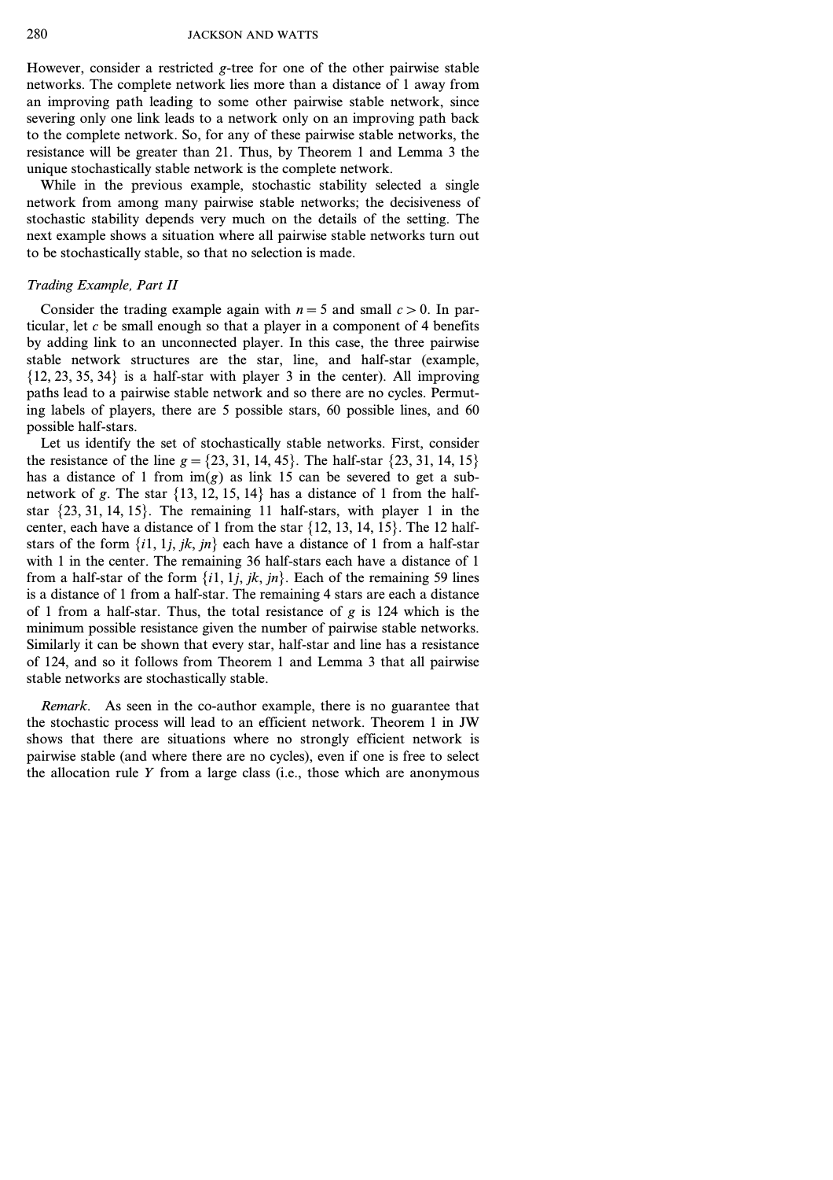However, consider a restricted $g$-tree for one of the other pairwise stable networks. The complete network lies more than a distance of 1 away from an improving path leading to some other pairwise stable network, since severing only one link leads to a network only on an improving path back to the complete network. So, for any of these pairwise stable networks, the resistance will be greater than 21. Thus, by Theorem 1 and Lemma 3 the unique stochastically stable network is the complete network.

While in the previous example, stochastic stability selected a single network from among many pairwise stable networks; the decisiveness of stochastic stability depends very much on the details of the setting. The next example shows a situation where all pairwise stable networks turn out to be stochastically stable, so that no selection is made.

*Trading Example, Part II*

Consider the trading example again with $n = 5$ and small $c > 0$. In particular, let $c$ be small enough so that a player in a component of 4 benefits by adding link to an unconnected player. In this case, the three pairwise stable network structures are the star, line, and half-star (example, $\{12, 23, 35, 34\}$ is a half-star with player 3 in the center). All improving paths lead to a pairwise stable network and so there are no cycles. Permuting labels of players, there are 5 possible stars, 60 possible lines, and 60 possible half-stars.

Let us identify the set of stochastically stable networks. First, consider the resistance of the line $g = \{23, 31, 14, 45\}$. The half-star $\{23, 31, 14, 15\}$ has a distance of 1 from $\mathrm{im}(g)$ as link 15 can be severed to get a subnetwork of $g$. The star $\{13, 12, 15, 14\}$ has a distance of 1 from the half-star $\{23, 31, 14, 15\}$. The remaining 11 half-stars, with player 1 in the center, each have a distance of 1 from the star $\{12, 13, 14, 15\}$. The 12 half-stars of the form $\{i1, 1j, jk, jn\}$ each have a distance of 1 from a half-star with 1 in the center. The remaining 36 half-stars each have a distance of 1 from a half-star of the form $\{i1, 1j, jk, jn\}$. Each of the remaining 59 lines is a distance of 1 from a half-star. The remaining 4 stars are each a distance of 1 from a half-star. Thus, the total resistance of $g$ is 124 which is the minimum possible resistance given the number of pairwise stable networks. Similarly it can be shown that every star, half-star and line has a resistance of 124, and so it follows from Theorem 1 and Lemma 3 that all pairwise stable networks are stochastically stable.

*Remark.* As seen in the co-author example, there is no guarantee that the stochastic process will lead to an efficient network. Theorem 1 in JW shows that there are situations where no strongly efficient network is pairwise stable (and where there are no cycles), even if one is free to select the allocation rule $Y$ from a large class (i.e., those which are anonymous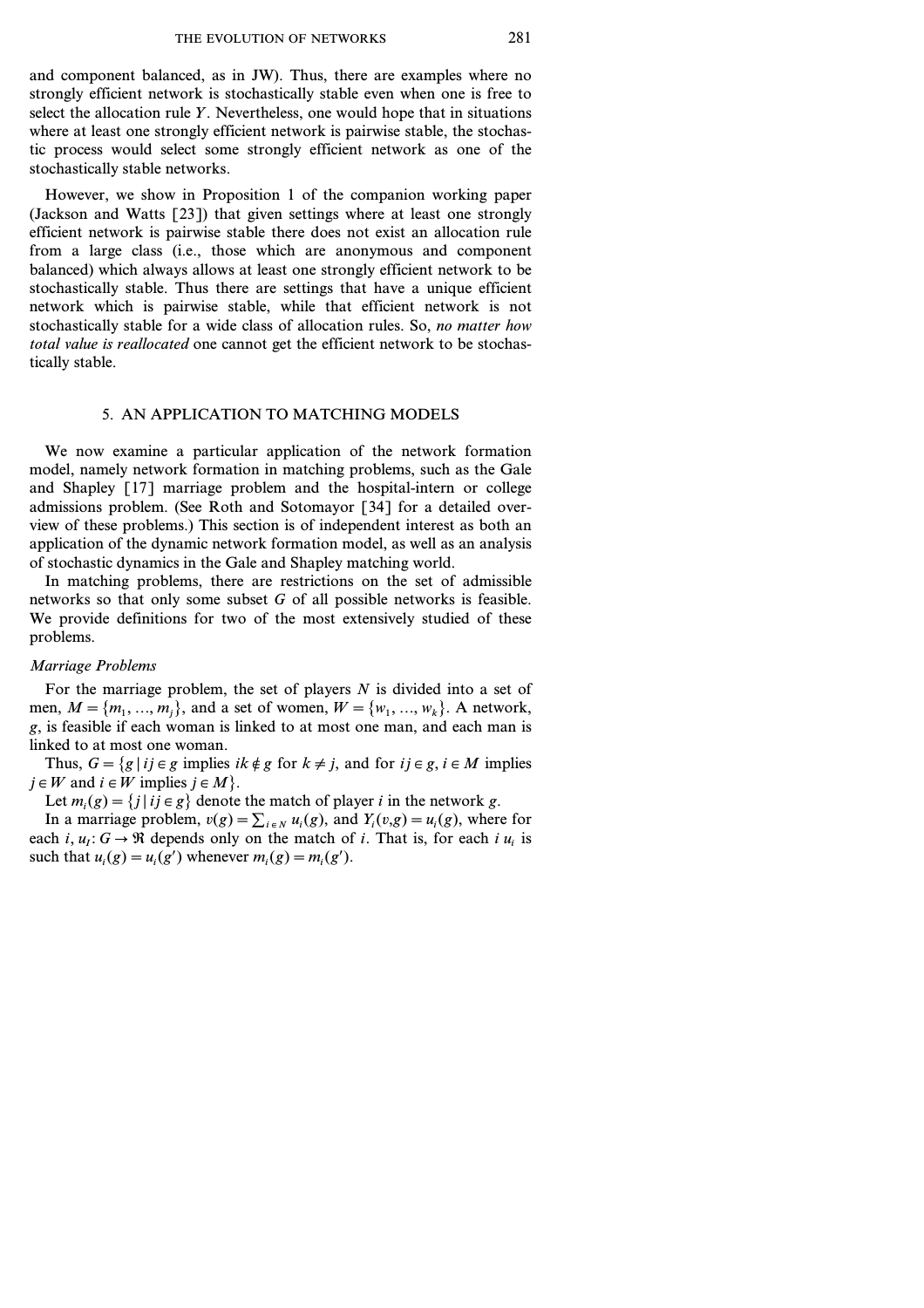and component balanced, as in JW). Thus, there are examples where no strongly efficient network is stochastically stable even when one is free to select the allocation rule $Y$. Nevertheless, one would hope that in situations where at least one strongly efficient network is pairwise stable, the stochastic process would select some strongly efficient network as one of the stochastically stable networks.

However, we show in Proposition 1 of the companion working paper (Jackson and Watts [23]) that given settings where at least one strongly efficient network is pairwise stable there does not exist an allocation rule from a large class (i.e., those which are anonymous and component balanced) which always allows at least one strongly efficient network to be stochastically stable. Thus there are settings that have a unique efficient network which is pairwise stable, while that efficient network is not stochastically stable for a wide class of allocation rules. So, *no matter how total value is reallocated* one cannot get the efficient network to be stochastically stable.

## 5. AN APPLICATION TO MATCHING MODELS

We now examine a particular application of the network formation model, namely network formation in matching problems, such as the Gale and Shapley [17] marriage problem and the hospital-intern or college admissions problem. (See Roth and Sotomayor [34] for a detailed overview of these problems.) This section is of independent interest as both an application of the dynamic network formation model, as well as an analysis of stochastic dynamics in the Gale and Shapley matching world.

In matching problems, there are restrictions on the set of admissible networks so that only some subset $G$ of all possible networks is feasible. We provide definitions for two of the most extensively studied of these problems.

### *Marriage Problems*

For the marriage problem, the set of players $N$ is divided into a set of men, $M = \{m_1, \ldots, m_j\}$, and a set of women, $W = \{w_1, \ldots, w_k\}$. A network, $g$, is feasible if each woman is linked to at most one man, and each man is linked to at most one woman.

Thus, $G = \{g \mid ij \in g$ implies $ik \notin g$ for $k \neq j$, and for $ij \in g$, $i \in M$ implies $j \in W$ and $i \in W$ implies $j \in M\}$.

Let $m_i(g) = \{j \mid ij \in g\}$ denote the match of player $i$ in the network $g$.

In a marriage problem, $v(g) = \sum_{i \in N} u_i(g)$, and $Y_i(v,g) = u_i(g)$, where for each $i$, $u_i\colon G \to \Re$ depends only on the match of $i$. That is, for each $i$ $u_i$ is such that $u_i(g) = u_i(g')$ whenever $m_i(g) = m_i(g')$.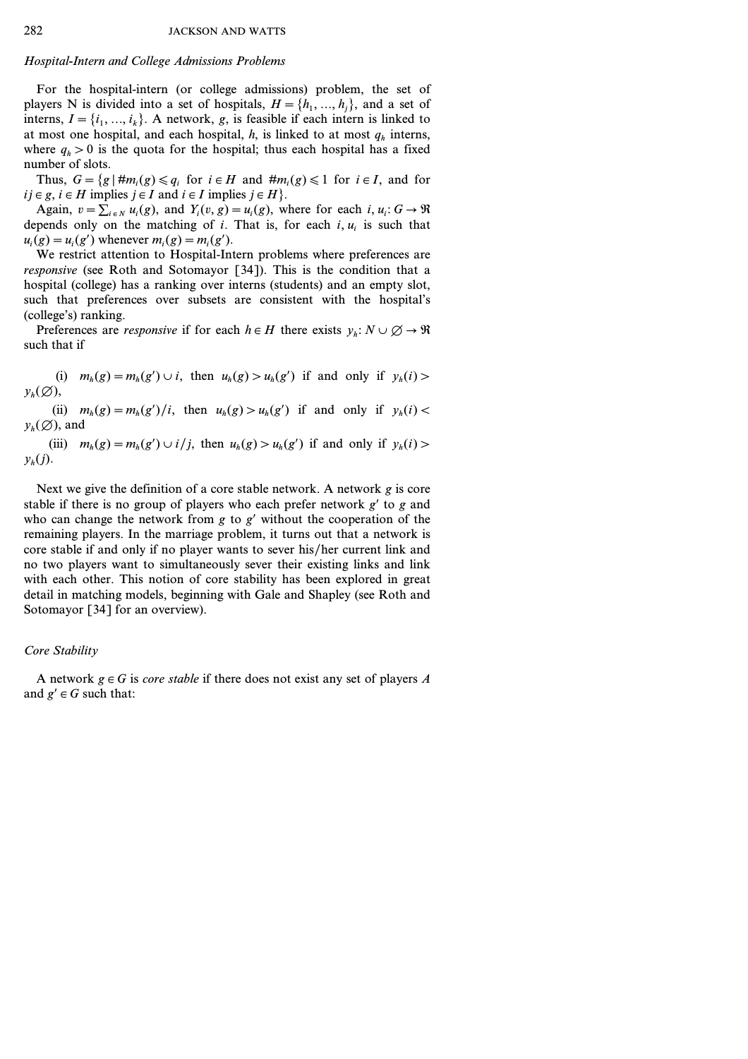*Hospital-Intern and College Admissions Problems*

For the hospital-intern (or college admissions) problem, the set of players N is divided into a set of hospitals, $H = \{h_1, \ldots, h_j\}$, and a set of interns, $I = \{i_1, \ldots, i_k\}$. A network, $g$, is feasible if each intern is linked to at most one hospital, and each hospital, $h$, is linked to at most $q_h$ interns, where $q_h > 0$ is the quota for the hospital; thus each hospital has a fixed number of slots.

Thus, $G = \{g \mid \#m_i(g) \leqslant q_i$ for $i \in H$ and $\#m_i(g) \leqslant 1$ for $i \in I$, and for $ij \in g$, $i \in H$ implies $j \in I$ and $i \in I$ implies $j \in H\}$.

Again, $v = \sum_{i \in N} u_i(g)$, and $Y_i(v, g) = u_i(g)$, where for each $i$, $u_i : G \to \Re$ depends only on the matching of $i$. That is, for each $i$, $u_i$ is such that $u_i(g) = u_i(g')$ whenever $m_i(g) = m_i(g')$.

We restrict attention to Hospital-Intern problems where preferences are *responsive* (see Roth and Sotomayor [34]). This is the condition that a hospital (college) has a ranking over interns (students) and an empty slot, such that preferences over subsets are consistent with the hospital's (college's) ranking.

Preferences are *responsive* if for each $h \in H$ there exists $y_h : N \cup \varnothing \to \Re$ such that if

(i) $m_h(g) = m_h(g') \cup i$, then $u_h(g) > u_h(g')$ if and only if $y_h(i) > y_h(\varnothing)$,

(ii) $m_h(g) = m_h(g')/i$, then $u_h(g) > u_h(g')$ if and only if $y_h(i) < y_h(\varnothing)$, and

(iii) $m_h(g) = m_h(g') \cup i/j$, then $u_h(g) > u_h(g')$ if and only if $y_h(i) > y_h(j)$.

Next we give the definition of a core stable network. A network $g$ is core stable if there is no group of players who each prefer network $g'$ to $g$ and who can change the network from $g$ to $g'$ without the cooperation of the remaining players. In the marriage problem, it turns out that a network is core stable if and only if no player wants to sever his/her current link and no two players want to simultaneously sever their existing links and link with each other. This notion of core stability has been explored in great detail in matching models, beginning with Gale and Shapley (see Roth and Sotomayor [34] for an overview).

*Core Stability*

A network $g \in G$ is *core stable* if there does not exist any set of players $A$ and $g' \in G$ such that: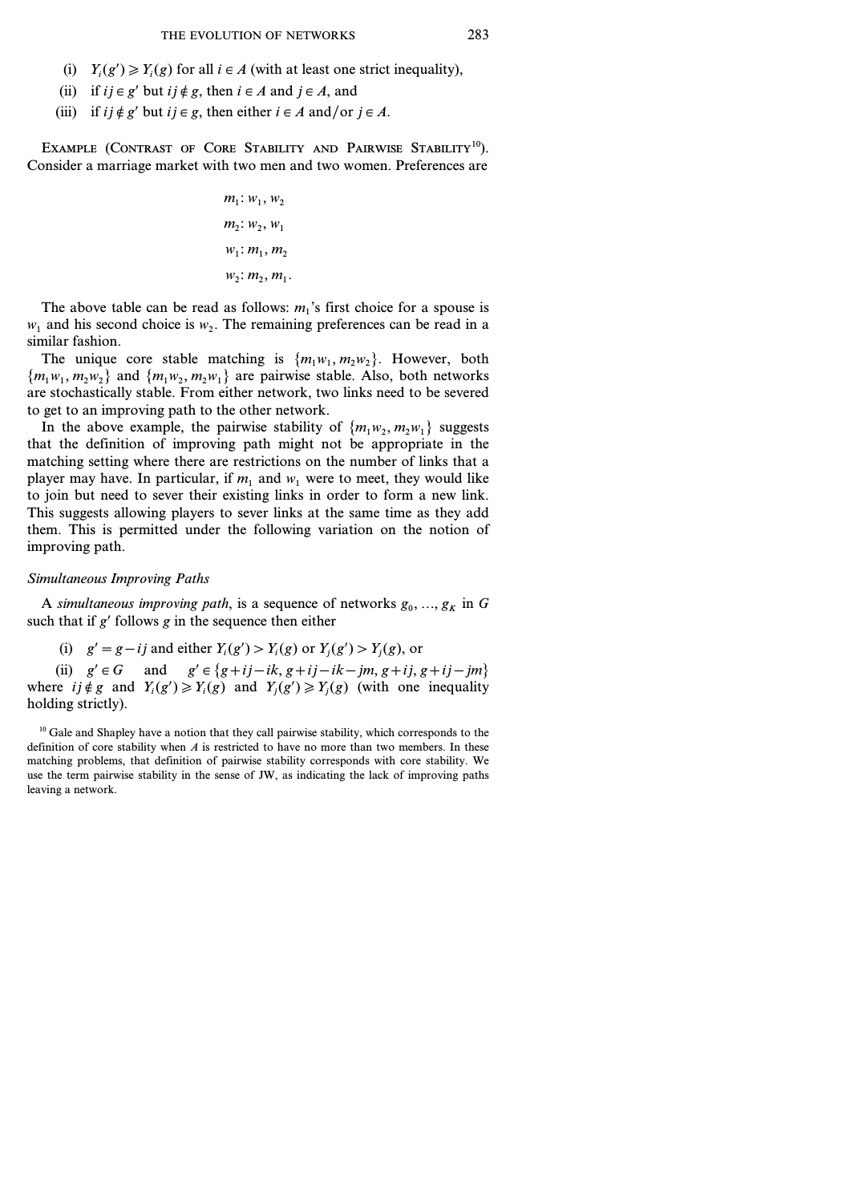(i) $Y_i(g') \geqslant Y_i(g)$ for all $i \in A$ (with at least one strict inequality),

(ii) if $ij \in g'$ but $ij \notin g$, then $i \in A$ and $j \in A$, and

(iii) if $ij \notin g'$ but $ij \in g$, then either $i \in A$ and/or $j \in A$.

**Example (Contrast of Core Stability and Pairwise Stability**[10]**).** Consider a marriage market with two men and two women. Preferences are

$$m_1: w_1, w_2$$

$$m_2: w_2, w_1$$

$$w_1: m_1, m_2$$

$$w_2: m_2, m_1.$$

The above table can be read as follows: $m_1$'s first choice for a spouse is $w_1$ and his second choice is $w_2$. The remaining preferences can be read in a similar fashion.

The unique core stable matching is $\{m_1w_1, m_2w_2\}$. However, both $\{m_1w_1, m_2w_2\}$ and $\{m_1w_2, m_2w_1\}$ are pairwise stable. Also, both networks are stochastically stable. From either network, two links need to be severed to get to an improving path to the other network.

In the above example, the pairwise stability of $\{m_1w_2, m_2w_1\}$ suggests that the definition of improving path might not be appropriate in the matching setting where there are restrictions on the number of links that a player may have. In particular, if $m_1$ and $w_1$ were to meet, they would like to join but need to sever their existing links in order to form a new link. This suggests allowing players to sever links at the same time as they add them. This is permitted under the following variation on the notion of improving path.

*Simultaneous Improving Paths*

A *simultaneous improving path*, is a sequence of networks $g_0, ..., g_K$ in $G$ such that if $g'$ follows $g$ in the sequence then either

(i) $g' = g - ij$ and either $Y_i(g') > Y_i(g)$ or $Y_j(g') > Y_j(g)$, or

(ii) $g' \in G$ and $g' \in \{g+ij-ik, g+ij-ik-jm, g+ij, g+ij-jm\}$ where $ij \notin g$ and $Y_i(g') \geqslant Y_i(g)$ and $Y_j(g') \geqslant Y_j(g)$ (with one inequality holding strictly).

[10] Gale and Shapley have a notion that they call pairwise stability, which corresponds to the definition of core stability when $A$ is restricted to have no more than two members. In these matching problems, that definition of pairwise stability corresponds with core stability. We use the term pairwise stability in the sense of JW, as indicating the lack of improving paths leaving a network.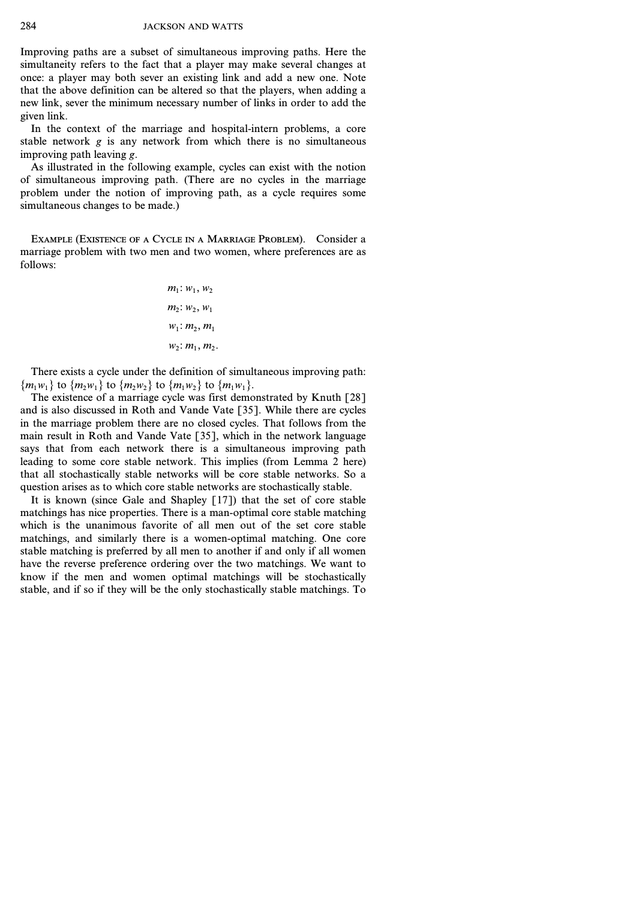Improving paths are a subset of simultaneous improving paths. Here the simultaneity refers to the fact that a player may make several changes at once: a player may both sever an existing link and add a new one. Note that the above definition can be altered so that the players, when adding a new link, sever the minimum necessary number of links in order to add the given link.

In the context of the marriage and hospital-intern problems, a core stable network $g$ is any network from which there is no simultaneous improving path leaving $g$.

As illustrated in the following example, cycles can exist with the notion of simultaneous improving path. (There are no cycles in the marriage problem under the notion of improving path, as a cycle requires some simultaneous changes to be made.)

Example (Existence of a Cycle in a Marriage Problem). Consider a marriage problem with two men and two women, where preferences are as follows:

$$m_1: w_1, w_2$$

$$m_2: w_2, w_1$$

$$w_1: m_2, m_1$$

$$w_2: m_1, m_2.$$

There exists a cycle under the definition of simultaneous improving path: $\{m_1w_1\}$ to $\{m_2w_1\}$ to $\{m_2w_2\}$ to $\{m_1w_2\}$ to $\{m_1w_1\}$.

The existence of a marriage cycle was first demonstrated by Knuth [28] and is also discussed in Roth and Vande Vate [35]. While there are cycles in the marriage problem there are no closed cycles. That follows from the main result in Roth and Vande Vate [35], which in the network language says that from each network there is a simultaneous improving path leading to some core stable network. This implies (from Lemma 2 here) that all stochastically stable networks will be core stable networks. So a question arises as to which core stable networks are stochastically stable.

It is known (since Gale and Shapley [17]) that the set of core stable matchings has nice properties. There is a man-optimal core stable matching which is the unanimous favorite of all men out of the set core stable matchings, and similarly there is a women-optimal matching. One core stable matching is preferred by all men to another if and only if all women have the reverse preference ordering over the two matchings. We want to know if the men and women optimal matchings will be stochastically stable, and if so if they will be the only stochastically stable matchings. To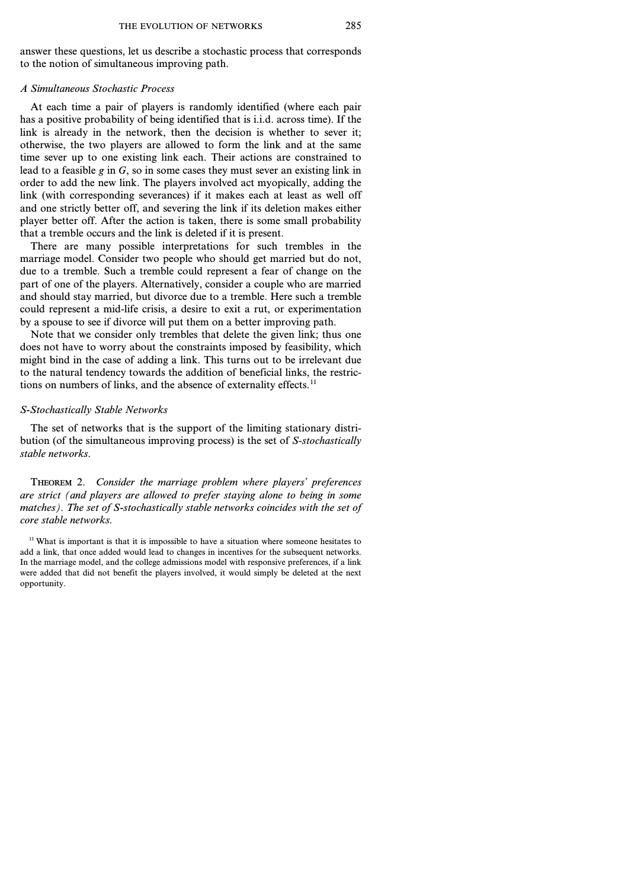answer these questions, let us describe a stochastic process that corresponds to the notion of simultaneous improving path.

### *A Simultaneous Stochastic Process*

At each time a pair of players is randomly identified (where each pair has a positive probability of being identified that is i.i.d. across time). If the link is already in the network, then the decision is whether to sever it; otherwise, the two players are allowed to form the link and at the same time sever up to one existing link each. Their actions are constrained to lead to a feasible $g$ in $G$, so in some cases they must sever an existing link in order to add the new link. The players involved act myopically, adding the link (with corresponding severances) if it makes each at least as well off and one strictly better off, and severing the link if its deletion makes either player better off. After the action is taken, there is some small probability that a tremble occurs and the link is deleted if it is present.

There are many possible interpretations for such trembles in the marriage model. Consider two people who should get married but do not, due to a tremble. Such a tremble could represent a fear of change on the part of one of the players. Alternatively, consider a couple who are married and should stay married, but divorce due to a tremble. Here such a tremble could represent a mid-life crisis, a desire to exit a rut, or experimentation by a spouse to see if divorce will put them on a better improving path.

Note that we consider only trembles that delete the given link; thus one does not have to worry about the constraints imposed by feasibility, which might bind in the case of adding a link. This turns out to be irrelevant due to the natural tendency towards the addition of beneficial links, the restrictions on numbers of links, and the absence of externality effects.[11]

### *S-Stochastically Stable Networks*

The set of networks that is the support of the limiting stationary distribution (of the simultaneous improving process) is the set of *S-stochastically stable networks*.

THEOREM 2. *Consider the marriage problem where players' preferences are strict (and players are allowed to prefer staying alone to being in some matches). The set of S-stochastically stable networks coincides with the set of core stable networks.*

[11] What is important is that it is impossible to have a situation where someone hesitates to add a link, that once added would lead to changes in incentives for the subsequent networks. In the marriage model, and the college admissions model with responsive preferences, if a link were added that did not benefit the players involved, it would simply be deleted at the next opportunity.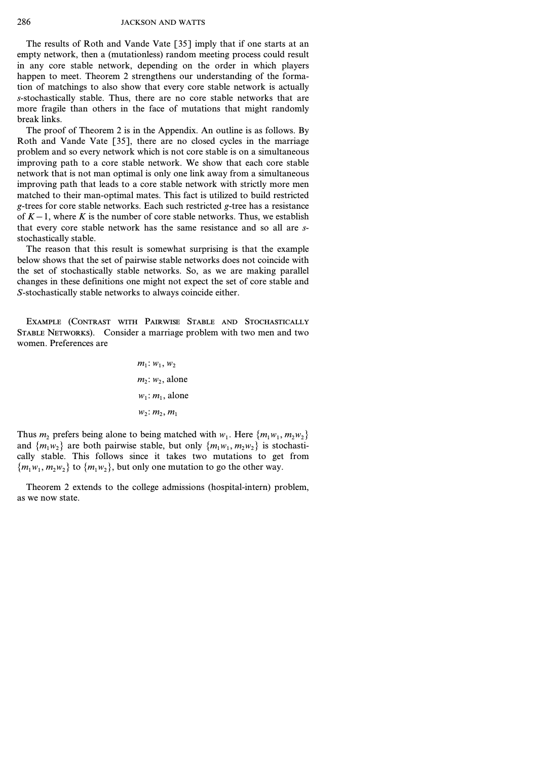The results of Roth and Vande Vate [35] imply that if one starts at an empty network, then a (mutationless) random meeting process could result in any core stable network, depending on the order in which players happen to meet. Theorem 2 strengthens our understanding of the formation of matchings to also show that every core stable network is actually *s*-stochastically stable. Thus, there are no core stable networks that are more fragile than others in the face of mutations that might randomly break links.

The proof of Theorem 2 is in the Appendix. An outline is as follows. By Roth and Vande Vate [35], there are no closed cycles in the marriage problem and so every network which is not core stable is on a simultaneous improving path to a core stable network. We show that each core stable network that is not man optimal is only one link away from a simultaneous improving path that leads to a core stable network with strictly more men matched to their man-optimal mates. This fact is utilized to build restricted *g*-trees for core stable networks. Each such restricted *g*-tree has a resistance of $K-1$, where $K$ is the number of core stable networks. Thus, we establish that every core stable network has the same resistance and so all are *s*-stochastically stable.

The reason that this result is somewhat surprising is that the example below shows that the set of pairwise stable networks does not coincide with the set of stochastically stable networks. So, as we are making parallel changes in these definitions one might not expect the set of core stable and *S*-stochastically stable networks to always coincide either.

Example (Contrast with Pairwise Stable and Stochastically Stable Networks). Consider a marriage problem with two men and two women. Preferences are

$$m_1\colon w_1, w_2$$

$$m_2\colon w_2, \text{alone}$$

$$w_1\colon m_1, \text{alone}$$

$$w_2\colon m_2, m_1$$

Thus $m_2$ prefers being alone to being matched with $w_1$. Here $\{m_1w_1, m_2w_2\}$ and $\{m_1w_2\}$ are both pairwise stable, but only $\{m_1w_1, m_2w_2\}$ is stochastically stable. This follows since it takes two mutations to get from $\{m_1w_1, m_2w_2\}$ to $\{m_1w_2\}$, but only one mutation to go the other way.

Theorem 2 extends to the college admissions (hospital-intern) problem, as we now state.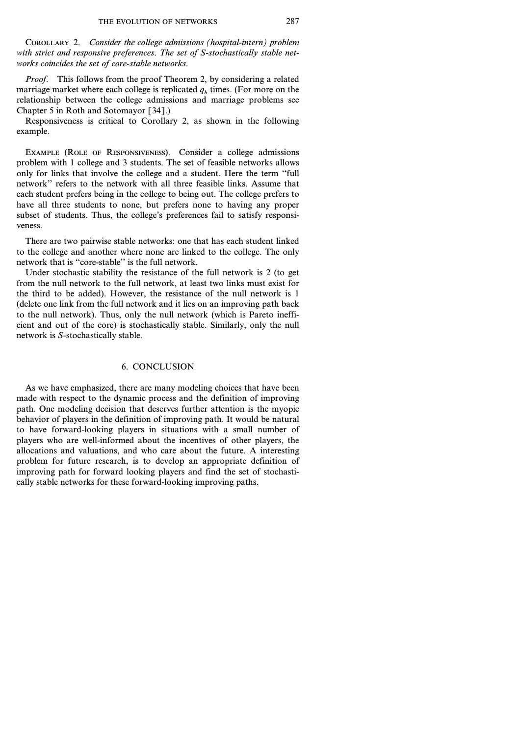COROLLARY 2. *Consider the college admissions (hospital-intern) problem with strict and responsive preferences. The set of S-stochastically stable networks coincides the set of core-stable networks.*

*Proof.* This follows from the proof Theorem 2, by considering a related marriage market where each college is replicated $q_h$ times. (For more on the relationship between the college admissions and marriage problems see Chapter 5 in Roth and Sotomayor [34].)

Responsiveness is critical to Corollary 2, as shown in the following example.

EXAMPLE (ROLE OF RESPONSIVENESS). Consider a college admissions problem with 1 college and 3 students. The set of feasible networks allows only for links that involve the college and a student. Here the term "full network" refers to the network with all three feasible links. Assume that each student prefers being in the college to being out. The college prefers to have all three students to none, but prefers none to having any proper subset of students. Thus, the college's preferences fail to satisfy responsiveness.

There are two pairwise stable networks: one that has each student linked to the college and another where none are linked to the college. The only network that is "core-stable" is the full network.

Under stochastic stability the resistance of the full network is 2 (to get from the null network to the full network, at least two links must exist for the third to be added). However, the resistance of the null network is 1 (delete one link from the full network and it lies on an improving path back to the null network). Thus, only the null network (which is Pareto inefficient and out of the core) is stochastically stable. Similarly, only the null network is *S*-stochastically stable.

## 6. CONCLUSION

As we have emphasized, there are many modeling choices that have been made with respect to the dynamic process and the definition of improving path. One modeling decision that deserves further attention is the myopic behavior of players in the definition of improving path. It would be natural to have forward-looking players in situations with a small number of players who are well-informed about the incentives of other players, the allocations and valuations, and who care about the future. A interesting problem for future research, is to develop an appropriate definition of improving path for forward looking players and find the set of stochastically stable networks for these forward-looking improving paths.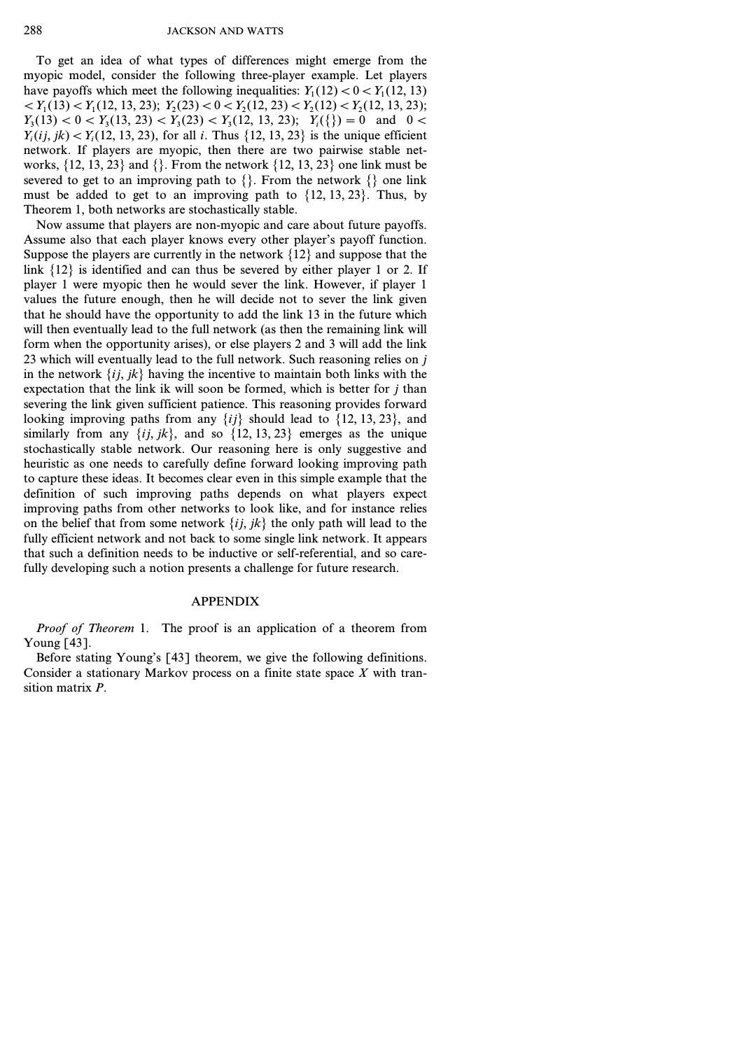To get an idea of what types of differences might emerge from the myopic model, consider the following three-player example. Let players have payoffs which meet the following inequalities: $Y_1(12) < 0 < Y_1(12, 13) < Y_1(13) < Y_1(12, 13, 23)$; $Y_2(23) < 0 < Y_2(12, 23) < Y_2(12) < Y_2(12, 13, 23)$; $Y_3(13) < 0 < Y_3(13, 23) < Y_3(23) < Y_3(12, 13, 23)$; $Y_i(\{\}) = 0$ and $0 < Y_i(ij, jk) < Y_i(12, 13, 23)$, for all $i$. Thus $\{12, 13, 23\}$ is the unique efficient network. If players are myopic, then there are two pairwise stable networks, $\{12, 13, 23\}$ and $\{\}$. From the network $\{12, 13, 23\}$ one link must be severed to get to an improving path to $\{\}$. From the network $\{\}$ one link must be added to get to an improving path to $\{12, 13, 23\}$. Thus, by Theorem 1, both networks are stochastically stable.

Now assume that players are non-myopic and care about future payoffs. Assume also that each player knows every other player's payoff function. Suppose the players are currently in the network $\{12\}$ and suppose that the link $\{12\}$ is identified and can thus be severed by either player 1 or 2. If player 1 were myopic then he would sever the link. However, if player 1 values the future enough, then he will decide not to sever the link given that he should have the opportunity to add the link 13 in the future which will then eventually lead to the full network (as then the remaining link will form when the opportunity arises), or else players 2 and 3 will add the link 23 which will eventually lead to the full network. Such reasoning relies on $j$ in the network $\{ij, jk\}$ having the incentive to maintain both links with the expectation that the link ik will soon be formed, which is better for $j$ than severing the link given sufficient patience. This reasoning provides forward looking improving paths from any $\{ij\}$ should lead to $\{12, 13, 23\}$, and similarly from any $\{ij, jk\}$, and so $\{12, 13, 23\}$ emerges as the unique stochastically stable network. Our reasoning here is only suggestive and heuristic as one needs to carefully define forward looking improving path to capture these ideas. It becomes clear even in this simple example that the definition of such improving paths depends on what players expect improving paths from other networks to look like, and for instance relies on the belief that from some network $\{ij, jk\}$ the only path will lead to the fully efficient network and not back to some single link network. It appears that such a definition needs to be inductive or self-referential, and so carefully developing such a notion presents a challenge for future research.

## APPENDIX

*Proof of Theorem* 1. The proof is an application of a theorem from Young [43].

Before stating Young's [43] theorem, we give the following definitions. Consider a stationary Markov process on a finite state space $X$ with transition matrix $P$.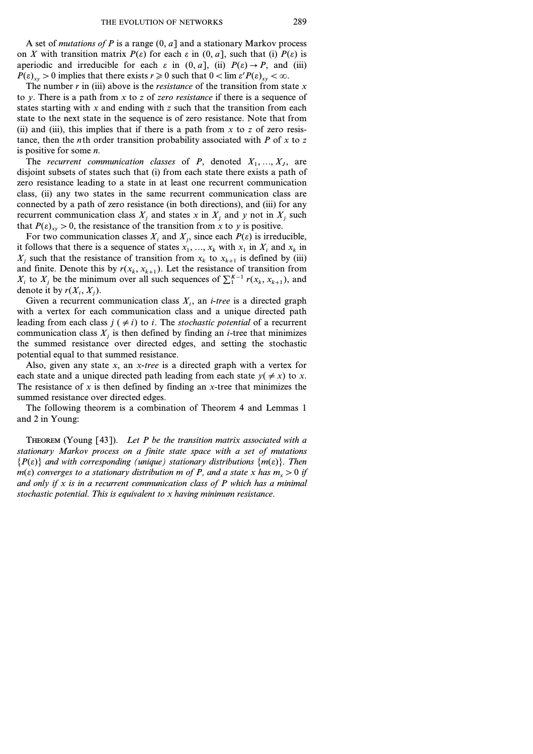A set of *mutations of P* is a range $(0, a]$ and a stationary Markov process on $X$ with transition matrix $P(\varepsilon)$ for each $\varepsilon$ in $(0, a]$, such that (i) $P(\varepsilon)$ is aperiodic and irreducible for each $\varepsilon$ in $(0, a]$, (ii) $P(\varepsilon) \to P$, and (iii) $P(\varepsilon)_{xy} > 0$ implies that there exists $r \geqslant 0$ such that $0 < \lim \varepsilon^r P(\varepsilon)_{xy} < \infty$.

The number $r$ in (iii) above is the *resistance* of the transition from state $x$ to $y$. There is a path from $x$ to $z$ of *zero resistance* if there is a sequence of states starting with $x$ and ending with $z$ such that the transition from each state to the next state in the sequence is of zero resistance. Note that from (ii) and (iii), this implies that if there is a path from $x$ to $z$ of zero resistance, then the $n$th order transition probability associated with $P$ of $x$ to $z$ is positive for some $n$.

The *recurrent communication classes* of $P$, denoted $X_1, \ldots, X_J$, are disjoint subsets of states such that (i) from each state there exists a path of zero resistance leading to a state in at least one recurrent communication class, (ii) any two states in the same recurrent communication class are connected by a path of zero resistance (in both directions), and (iii) for any recurrent communication class $X_j$ and states $x$ in $X_j$ and $y$ not in $X_j$ such that $P(\varepsilon)_{xy} > 0$, the resistance of the transition from $x$ to $y$ is positive.

For two communication classes $X_i$ and $X_j$, since each $P(\varepsilon)$ is irreducible, it follows that there is a sequence of states $x_1, \ldots, x_k$ with $x_1$ in $X_i$ and $x_k$ in $X_j$ such that the resistance of transition from $x_k$ to $x_{k+1}$ is defined by (iii) and finite. Denote this by $r(x_k, x_{k+1})$. Let the resistance of transition from $X_i$ to $X_j$ be the minimum over all such sequences of $\sum_1^{K-1} r(x_k, x_{k+1})$, and denote it by $r(X_i, X_j)$.

Given a recurrent communication class $X_i$, an *i-tree* is a directed graph with a vertex for each communication class and a unique directed path leading from each class $j$ $(\neq i)$ to $i$. The *stochastic potential* of a recurrent communication class $X_j$ is then defined by finding an $i$-tree that minimizes the summed resistance over directed edges, and setting the stochastic potential equal to that summed resistance.

Also, given any state $x$, an *x-tree* is a directed graph with a vertex for each state and a unique directed path leading from each state $y(\neq x)$ to $x$. The resistance of $x$ is then defined by finding an $x$-tree that minimizes the summed resistance over directed edges.

The following theorem is a combination of Theorem 4 and Lemmas 1 and 2 in Young:

**Theorem** (Young [43]). *Let $P$ be the transition matrix associated with a stationary Markov process on a finite state space with a set of mutations $\{P(\varepsilon)\}$ and with corresponding (unique) stationary distributions $\{m(\varepsilon)\}$. Then $m(\varepsilon)$ converges to a stationary distribution $m$ of $P$, and a state $x$ has $m_x > 0$ if and only if $x$ is in a recurrent communication class of $P$ which has a minimal stochastic potential. This is equivalent to $x$ having minimum resistance.*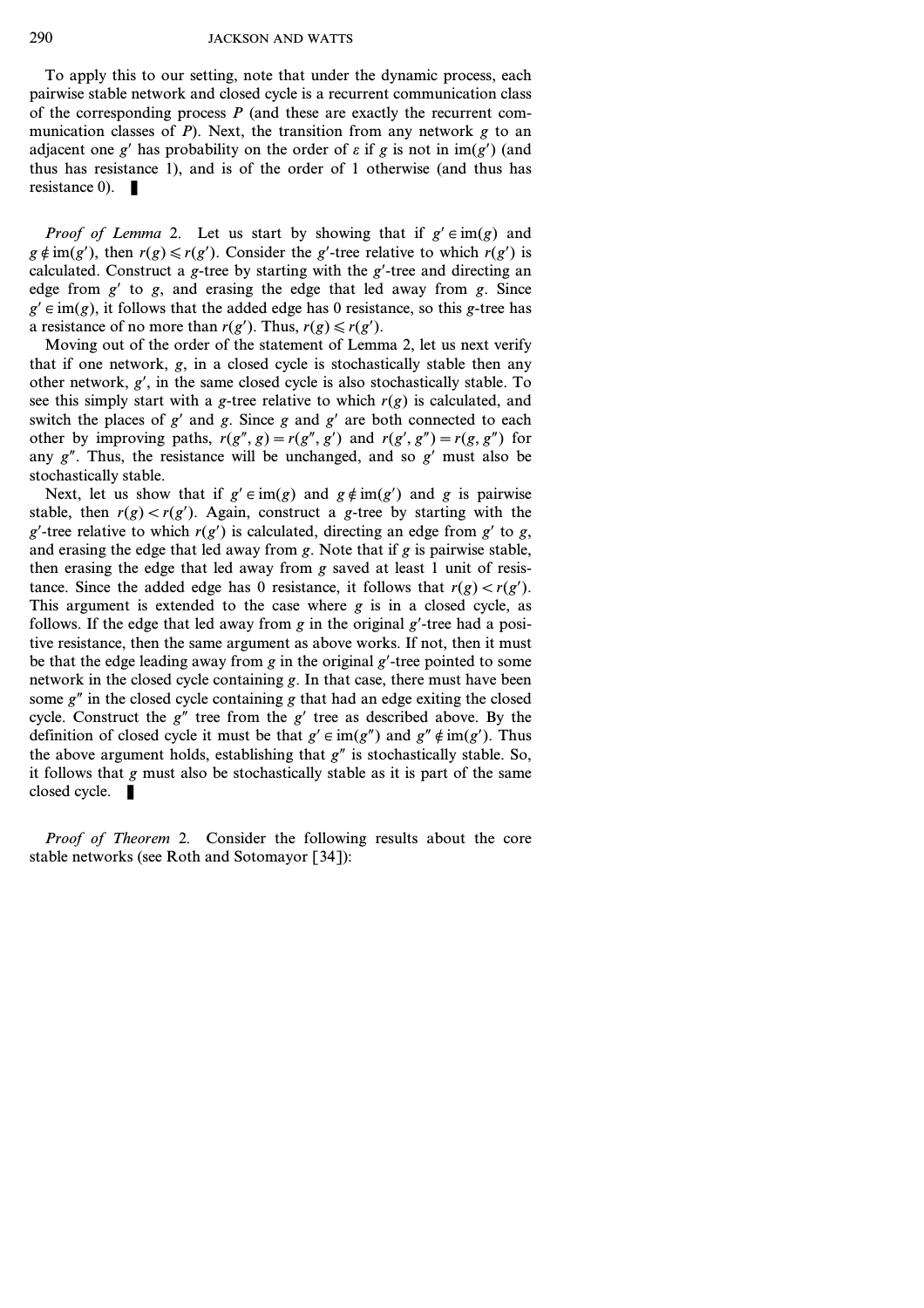To apply this to our setting, note that under the dynamic process, each pairwise stable network and closed cycle is a recurrent communication class of the corresponding process $P$ (and these are exactly the recurrent communication classes of $P$). Next, the transition from any network $g$ to an adjacent one $g'$ has probability on the order of $\varepsilon$ if $g$ is not in $\text{im}(g')$ (and thus has resistance 1), and is of the order of 1 otherwise (and thus has resistance 0). ∎

*Proof of Lemma* 2. Let us start by showing that if $g' \in \text{im}(g)$ and $g \notin \text{im}(g')$, then $r(g) \leqslant r(g')$. Consider the $g'$-tree relative to which $r(g')$ is calculated. Construct a $g$-tree by starting with the $g'$-tree and directing an edge from $g'$ to $g$, and erasing the edge that led away from $g$. Since $g' \in \text{im}(g)$, it follows that the added edge has 0 resistance, so this $g$-tree has a resistance of no more than $r(g')$. Thus, $r(g) \leqslant r(g')$.

Moving out of the order of the statement of Lemma 2, let us next verify that if one network, $g$, in a closed cycle is stochastically stable then any other network, $g'$, in the same closed cycle is also stochastically stable. To see this simply start with a $g$-tree relative to which $r(g)$ is calculated, and switch the places of $g'$ and $g$. Since $g$ and $g'$ are both connected to each other by improving paths, $r(g'', g) = r(g'', g')$ and $r(g', g'') = r(g, g'')$ for any $g''$. Thus, the resistance will be unchanged, and so $g'$ must also be stochastically stable.

Next, let us show that if $g' \in \text{im}(g)$ and $g \notin \text{im}(g')$ and $g$ is pairwise stable, then $r(g) < r(g')$. Again, construct a $g$-tree by starting with the $g'$-tree relative to which $r(g')$ is calculated, directing an edge from $g'$ to $g$, and erasing the edge that led away from $g$. Note that if $g$ is pairwise stable, then erasing the edge that led away from $g$ saved at least 1 unit of resistance. Since the added edge has 0 resistance, it follows that $r(g) < r(g')$. This argument is extended to the case where $g$ is in a closed cycle, as follows. If the edge that led away from $g$ in the original $g'$-tree had a positive resistance, then the same argument as above works. If not, then it must be that the edge leading away from $g$ in the original $g'$-tree pointed to some network in the closed cycle containing $g$. In that case, there must have been some $g''$ in the closed cycle containing $g$ that had an edge exiting the closed cycle. Construct the $g''$ tree from the $g'$ tree as described above. By the definition of closed cycle it must be that $g' \in \text{im}(g'')$ and $g'' \notin \text{im}(g')$. Thus the above argument holds, establishing that $g''$ is stochastically stable. So, it follows that $g$ must also be stochastically stable as it is part of the same closed cycle. ∎

*Proof of Theorem* 2. Consider the following results about the core stable networks (see Roth and Sotomayor [34]):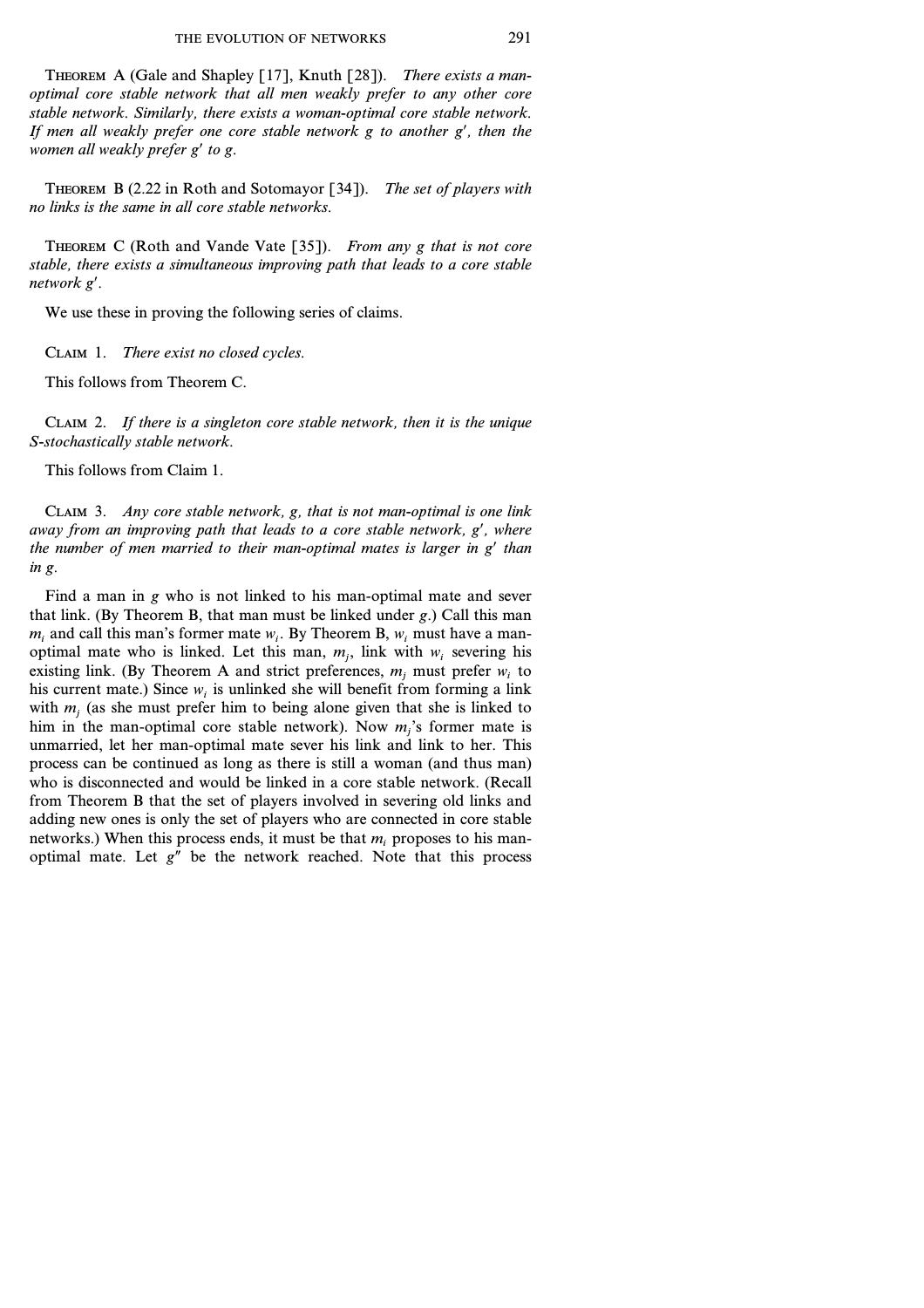**Theorem** A (Gale and Shapley [17], Knuth [28]). *There exists a man-optimal core stable network that all men weakly prefer to any other core stable network. Similarly, there exists a woman-optimal core stable network. If men all weakly prefer one core stable network $g$ to another $g'$, then the women all weakly prefer $g'$ to $g$.*

**Theorem** B (2.22 in Roth and Sotomayor [34]). *The set of players with no links is the same in all core stable networks.*

**Theorem** C (Roth and Vande Vate [35]). *From any $g$ that is not core stable, there exists a simultaneous improving path that leads to a core stable network $g'$.*

We use these in proving the following series of claims.

**Claim** 1. *There exist no closed cycles.*

This follows from Theorem C.

**Claim** 2. *If there is a singleton core stable network, then it is the unique S-stochastically stable network.*

This follows from Claim 1.

**Claim** 3. *Any core stable network, $g$, that is not man-optimal is one link away from an improving path that leads to a core stable network, $g'$, where the number of men married to their man-optimal mates is larger in $g'$ than in $g$.*

Find a man in $g$ who is not linked to his man-optimal mate and sever that link. (By Theorem B, that man must be linked under $g$.) Call this man $m_i$ and call this man's former mate $w_i$. By Theorem B, $w_i$ must have a man-optimal mate who is linked. Let this man, $m_j$, link with $w_i$ severing his existing link. (By Theorem A and strict preferences, $m_j$ must prefer $w_i$ to his current mate.) Since $w_i$ is unlinked she will benefit from forming a link with $m_j$ (as she must prefer him to being alone given that she is linked to him in the man-optimal core stable network). Now $m_j$'s former mate is unmarried, let her man-optimal mate sever his link and link to her. This process can be continued as long as there is still a woman (and thus man) who is disconnected and would be linked in a core stable network. (Recall from Theorem B that the set of players involved in severing old links and adding new ones is only the set of players who are connected in core stable networks.) When this process ends, it must be that $m_i$ proposes to his man-optimal mate. Let $g''$ be the network reached. Note that this process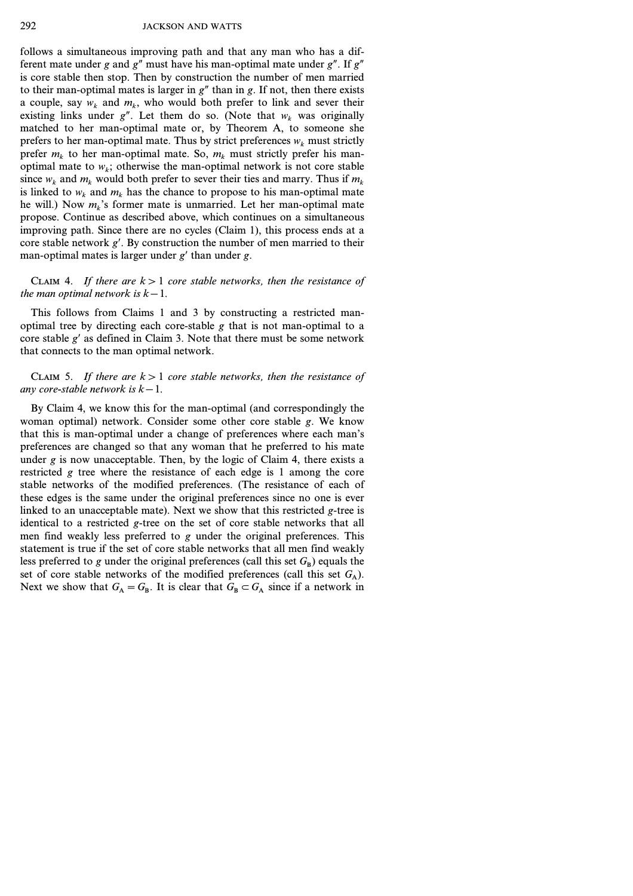follows a simultaneous improving path and that any man who has a different mate under $g$ and $g''$ must have his man-optimal mate under $g''$. If $g''$ is core stable then stop. Then by construction the number of men married to their man-optimal mates is larger in $g''$ than in $g$. If not, then there exists a couple, say $w_k$ and $m_k$, who would both prefer to link and sever their existing links under $g''$. Let them do so. (Note that $w_k$ was originally matched to her man-optimal mate or, by Theorem A, to someone she prefers to her man-optimal mate. Thus by strict preferences $w_k$ must strictly prefer $m_k$ to her man-optimal mate. So, $m_k$ must strictly prefer his man-optimal mate to $w_k$; otherwise the man-optimal network is not core stable since $w_k$ and $m_k$ would both prefer to sever their ties and marry. Thus if $m_k$ is linked to $w_k$ and $m_k$ has the chance to propose to his man-optimal mate he will.) Now $m_k$'s former mate is unmarried. Let her man-optimal mate propose. Continue as described above, which continues on a simultaneous improving path. Since there are no cycles (Claim 1), this process ends at a core stable network $g'$. By construction the number of men married to their man-optimal mates is larger under $g'$ than under $g$.

CLAIM 4. *If there are $k > 1$ core stable networks, then the resistance of the man optimal network is $k - 1$.*

This follows from Claims 1 and 3 by constructing a restricted man-optimal tree by directing each core-stable $g$ that is not man-optimal to a core stable $g'$ as defined in Claim 3. Note that there must be some network that connects to the man optimal network.

CLAIM 5. *If there are $k > 1$ core stable networks, then the resistance of any core-stable network is $k - 1$.*

By Claim 4, we know this for the man-optimal (and correspondingly the woman optimal) network. Consider some other core stable $g$. We know that this is man-optimal under a change of preferences where each man's preferences are changed so that any woman that he preferred to his mate under $g$ is now unacceptable. Then, by the logic of Claim 4, there exists a restricted $g$ tree where the resistance of each edge is 1 among the core stable networks of the modified preferences. (The resistance of each of these edges is the same under the original preferences since no one is ever linked to an unacceptable mate). Next we show that this restricted $g$-tree is identical to a restricted $g$-tree on the set of core stable networks that all men find weakly less preferred to $g$ under the original preferences. This statement is true if the set of core stable networks that all men find weakly less preferred to $g$ under the original preferences (call this set $G_B$) equals the set of core stable networks of the modified preferences (call this set $G_A$). Next we show that $G_A = G_B$. It is clear that $G_B \subset G_A$ since if a network in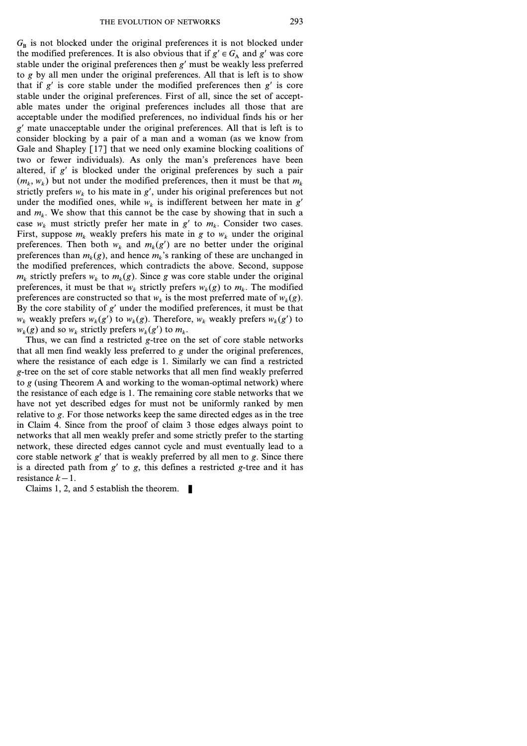$G_B$ is not blocked under the original preferences it is not blocked under the modified preferences. It is also obvious that if $g' \in G_A$ and $g'$ was core stable under the original preferences then $g'$ must be weakly less preferred to $g$ by all men under the original preferences. All that is left is to show that if $g'$ is core stable under the modified preferences then $g'$ is core stable under the original preferences. First of all, since the set of acceptable mates under the original preferences includes all those that are acceptable under the modified preferences, no individual finds his or her $g'$ mate unacceptable under the original preferences. All that is left is to consider blocking by a pair of a man and a woman (as we know from Gale and Shapley [17] that we need only examine blocking coalitions of two or fewer individuals). As only the man's preferences have been altered, if $g'$ is blocked under the original preferences by such a pair $(m_k, w_k)$ but not under the modified preferences, then it must be that $m_k$ strictly prefers $w_k$ to his mate in $g'$, under his original preferences but not under the modified ones, while $w_k$ is indifferent between her mate in $g'$ and $m_k$. We show that this cannot be the case by showing that in such a case $w_k$ must strictly prefer her mate in $g'$ to $m_k$. Consider two cases. First, suppose $m_k$ weakly prefers his mate in $g$ to $w_k$ under the original preferences. Then both $w_k$ and $m_k(g')$ are no better under the original preferences than $m_k(g)$, and hence $m_k$'s ranking of these are unchanged in the modified preferences, which contradicts the above. Second, suppose $m_k$ strictly prefers $w_k$ to $m_k(g)$. Since $g$ was core stable under the original preferences, it must be that $w_k$ strictly prefers $w_k(g)$ to $m_k$. The modified preferences are constructed so that $w_k$ is the most preferred mate of $w_k(g)$. By the core stability of $g'$ under the modified preferences, it must be that $w_k$ weakly prefers $w_k(g')$ to $w_k(g)$. Therefore, $w_k$ weakly prefers $w_k(g')$ to $w_k(g)$ and so $w_k$ strictly prefers $w_k(g')$ to $m_k$.

Thus, we can find a restricted $g$-tree on the set of core stable networks that all men find weakly less preferred to $g$ under the original preferences, where the resistance of each edge is 1. Similarly we can find a restricted $g$-tree on the set of core stable networks that all men find weakly preferred to $g$ (using Theorem A and working to the woman-optimal network) where the resistance of each edge is 1. The remaining core stable networks that we have not yet described edges for must not be uniformly ranked by men relative to $g$. For those networks keep the same directed edges as in the tree in Claim 4. Since from the proof of claim 3 those edges always point to networks that all men weakly prefer and some strictly prefer to the starting network, these directed edges cannot cycle and must eventually lead to a core stable network $g'$ that is weakly preferred by all men to $g$. Since there is a directed path from $g'$ to $g$, this defines a restricted $g$-tree and it has resistance $k-1$.

Claims 1, 2, and 5 establish the theorem. ∎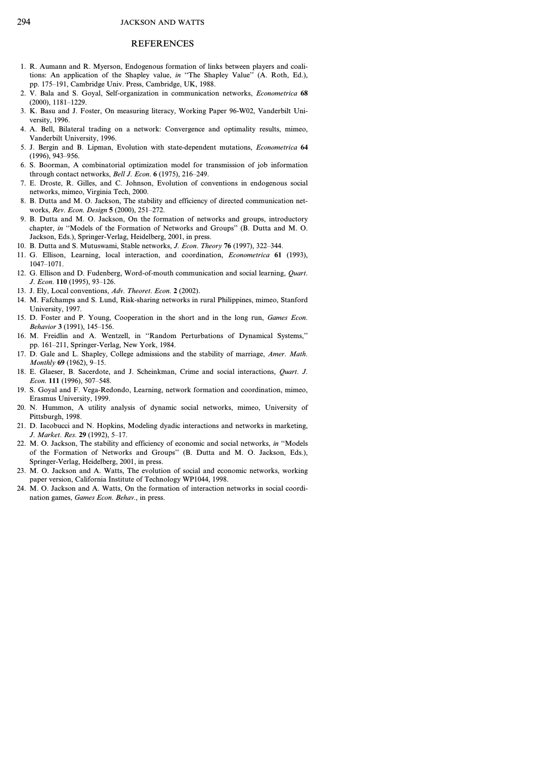## REFERENCES

1. R. Aumann and R. Myerson, Endogenous formation of links between players and coalitions: An application of the Shapley value, *in* ''The Shapley Value'' (A. Roth, Ed.), pp. 175–191, Cambridge Univ. Press, Cambridge, UK, 1988.
2. V. Bala and S. Goyal, Self-organization in communication networks, *Econometrica* **68** (2000), 1181–1229.
3. K. Basu and J. Foster, On measuring literacy, Working Paper 96-W02, Vanderbilt University, 1996.
4. A. Bell, Bilateral trading on a network: Convergence and optimality results, mimeo, Vanderbilt University, 1996.
5. J. Bergin and B. Lipman, Evolution with state-dependent mutations, *Econometrica* **64** (1996), 943–956.
6. S. Boorman, A combinatorial optimization model for transmission of job information through contact networks, *Bell J. Econ.* **6** (1975), 216–249.
7. E. Droste, R. Gilles, and C. Johnson, Evolution of conventions in endogenous social networks, mimeo, Virginia Tech, 2000.
8. B. Dutta and M. O. Jackson, The stability and efficiency of directed communication networks, *Rev. Econ. Design* **5** (2000), 251–272.
9. B. Dutta and M. O. Jackson, On the formation of networks and groups, introductory chapter, *in* ''Models of the Formation of Networks and Groups'' (B. Dutta and M. O. Jackson, Eds.), Springer-Verlag, Heidelberg, 2001, in press.
10. B. Dutta and S. Mutuswami, Stable networks, *J. Econ. Theory* **76** (1997), 322–344.
11. G. Ellison, Learning, local interaction, and coordination, *Econometrica* **61** (1993), 1047–1071.
12. G. Ellison and D. Fudenberg, Word-of-mouth communication and social learning, *Quart. J. Econ.* **110** (1995), 93–126.
13. J. Ely, Local conventions, *Adv. Theoret. Econ.* **2** (2002).
14. M. Fafchamps and S. Lund, Risk-sharing networks in rural Philippines, mimeo, Stanford University, 1997.
15. D. Foster and P. Young, Cooperation in the short and in the long run, *Games Econ. Behavior* **3** (1991), 145–156.
16. M. Freidlin and A. Wentzell, in ''Random Perturbations of Dynamical Systems,'' pp. 161–211, Springer-Verlag, New York, 1984.
17. D. Gale and L. Shapley, College admissions and the stability of marriage, *Amer. Math. Monthly* **69** (1962), 9–15.
18. E. Glaeser, B. Sacerdote, and J. Scheinkman, Crime and social interactions, *Quart. J. Econ.* **111** (1996), 507–548.
19. S. Goyal and F. Vega-Redondo, Learning, network formation and coordination, mimeo, Erasmus University, 1999.
20. N. Hummon, A utility analysis of dynamic social networks, mimeo, University of Pittsburgh, 1998.
21. D. Iacobucci and N. Hopkins, Modeling dyadic interactions and networks in marketing, *J. Market. Res.* **29** (1992), 5–17.
22. M. O. Jackson, The stability and efficiency of economic and social networks, *in* ''Models of the Formation of Networks and Groups'' (B. Dutta and M. O. Jackson, Eds.), Springer-Verlag, Heidelberg, 2001, in press.
23. M. O. Jackson and A. Watts, The evolution of social and economic networks, working paper version, California Institute of Technology WP1044, 1998.
24. M. O. Jackson and A. Watts, On the formation of interaction networks in social coordination games, *Games Econ. Behav.*, in press.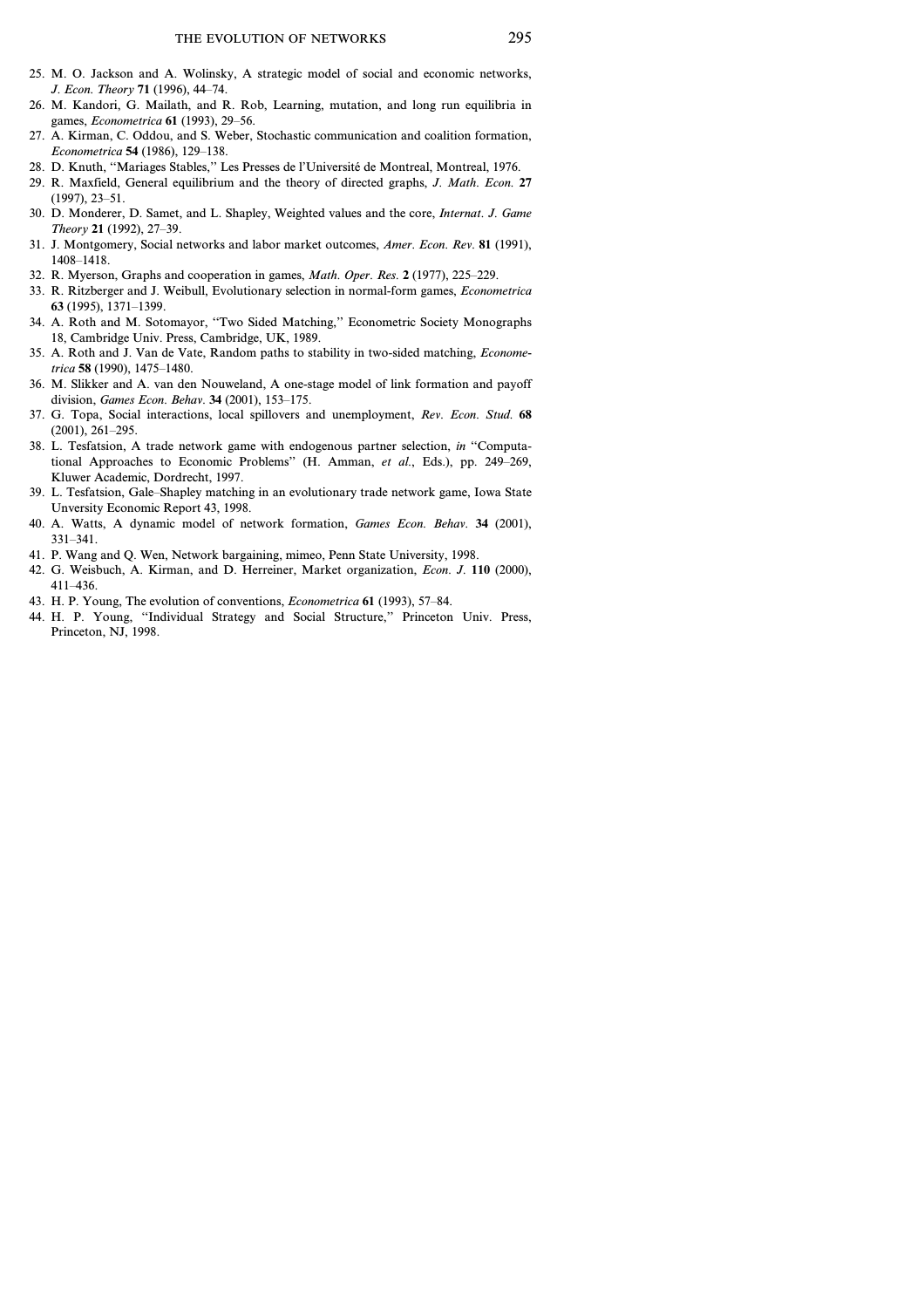25. M. O. Jackson and A. Wolinsky, A strategic model of social and economic networks, *J. Econ. Theory* **71** (1996), 44–74.
26. M. Kandori, G. Mailath, and R. Rob, Learning, mutation, and long run equilibria in games, *Econometrica* **61** (1993), 29–56.
27. A. Kirman, C. Oddou, and S. Weber, Stochastic communication and coalition formation, *Econometrica* **54** (1986), 129–138.
28. D. Knuth, "Mariages Stables," Les Presses de l'Université de Montreal, Montreal, 1976.
29. R. Maxfield, General equilibrium and the theory of directed graphs, *J. Math. Econ.* **27** (1997), 23–51.
30. D. Monderer, D. Samet, and L. Shapley, Weighted values and the core, *Internat. J. Game Theory* **21** (1992), 27–39.
31. J. Montgomery, Social networks and labor market outcomes, *Amer. Econ. Rev.* **81** (1991), 1408–1418.
32. R. Myerson, Graphs and cooperation in games, *Math. Oper. Res.* **2** (1977), 225–229.
33. R. Ritzberger and J. Weibull, Evolutionary selection in normal-form games, *Econometrica* **63** (1995), 1371–1399.
34. A. Roth and M. Sotomayor, "Two Sided Matching," Econometric Society Monographs 18, Cambridge Univ. Press, Cambridge, UK, 1989.
35. A. Roth and J. Van de Vate, Random paths to stability in two-sided matching, *Econometrica* **58** (1990), 1475–1480.
36. M. Slikker and A. van den Nouweland, A one-stage model of link formation and payoff division, *Games Econ. Behav.* **34** (2001), 153–175.
37. G. Topa, Social interactions, local spillovers and unemployment, *Rev. Econ. Stud.* **68** (2001), 261–295.
38. L. Tesfatsion, A trade network game with endogenous partner selection, *in* "Computational Approaches to Economic Problems" (H. Amman, *et al.*, Eds.), pp. 249–269, Kluwer Academic, Dordrecht, 1997.
39. L. Tesfatsion, Gale–Shapley matching in an evolutionary trade network game, Iowa State Unversity Economic Report 43, 1998.
40. A. Watts, A dynamic model of network formation, *Games Econ. Behav.* **34** (2001), 331–341.
41. P. Wang and Q. Wen, Network bargaining, mimeo, Penn State University, 1998.
42. G. Weisbuch, A. Kirman, and D. Herreiner, Market organization, *Econ. J.* **110** (2000), 411–436.
43. H. P. Young, The evolution of conventions, *Econometrica* **61** (1993), 57–84.
44. H. P. Young, "Individual Strategy and Social Structure," Princeton Univ. Press, Princeton, NJ, 1998.